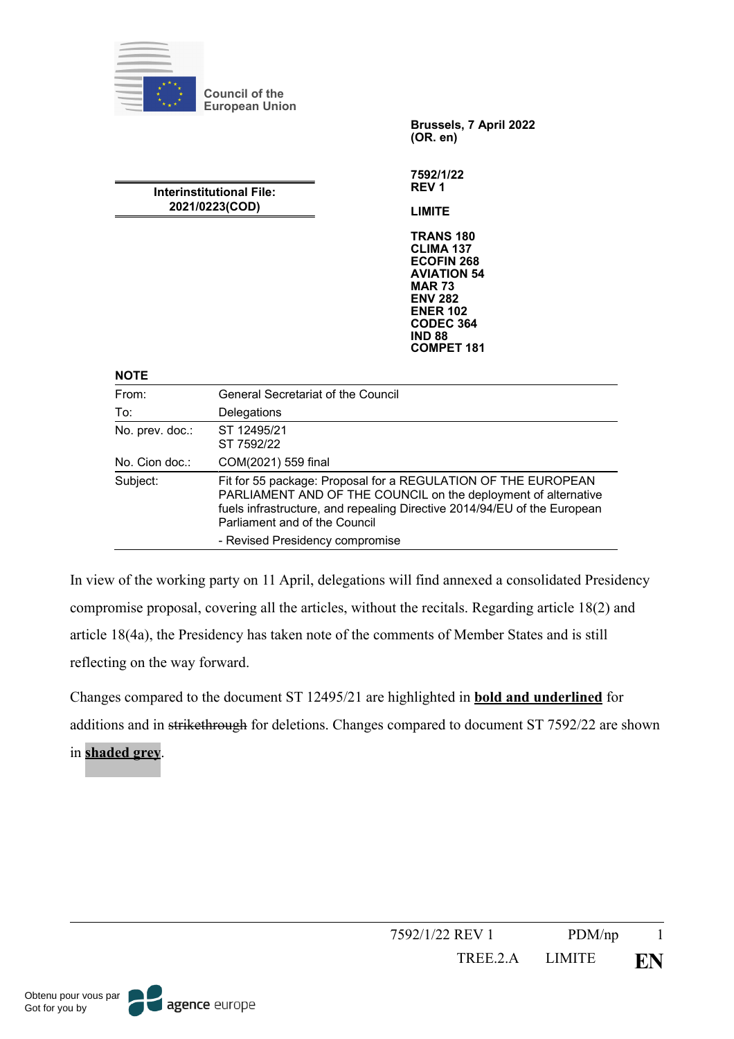Council of the European Union

Brussels, 7 April 2022
(OR. en)

**Interinstitutional File: 2021/0223(COD)**

**7592/1/22 REV 1**

**LIMITE**

**TRANS 180**
**CLIMA 137**
**ECOFIN 268**
**AVIATION 54**
**MAR 73**
**ENV 282**
**ENER 102**
**CODEC 364**
**IND 88**
**COMPET 181**

**NOTE**

| | |
|---|---|
| From: | General Secretariat of the Council |
| To: | Delegations |
| No. prev. doc.: | ST 12495/21<br>ST 7592/22 |
| No. Cion doc.: | COM(2021) 559 final |
| Subject: | Fit for 55 package: Proposal for a REGULATION OF THE EUROPEAN PARLIAMENT AND OF THE COUNCIL on the deployment of alternative fuels infrastructure, and repealing Directive 2014/94/EU of the European Parliament and of the Council<br>- Revised Presidency compromise |

In view of the working party on 11 April, delegations will find annexed a consolidated Presidency compromise proposal, covering all the articles, without the recitals. Regarding article 18(2) and article 18(4a), the Presidency has taken note of the comments of Member States and is still reflecting on the way forward.

Changes compared to the document ST 12495/21 are highlighted in **<u>bold and underlined</u>** for additions and in ~~strikethrough~~ for deletions. Changes compared to document ST 7592/22 are shown in **<u>shaded grey</u>**.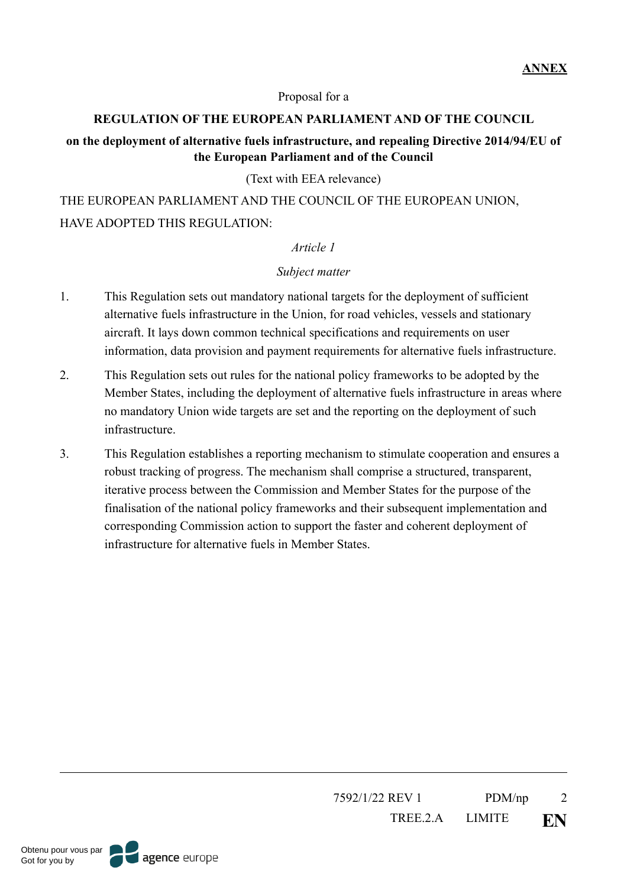**ANNEX**

Proposal for a

**REGULATION OF THE EUROPEAN PARLIAMENT AND OF THE COUNCIL**

**on the deployment of alternative fuels infrastructure, and repealing Directive 2014/94/EU of the European Parliament and of the Council**

(Text with EEA relevance)

THE EUROPEAN PARLIAMENT AND THE COUNCIL OF THE EUROPEAN UNION,

HAVE ADOPTED THIS REGULATION:

*Article 1*

*Subject matter*

1. This Regulation sets out mandatory national targets for the deployment of sufficient alternative fuels infrastructure in the Union, for road vehicles, vessels and stationary aircraft. It lays down common technical specifications and requirements on user information, data provision and payment requirements for alternative fuels infrastructure.

2. This Regulation sets out rules for the national policy frameworks to be adopted by the Member States, including the deployment of alternative fuels infrastructure in areas where no mandatory Union wide targets are set and the reporting on the deployment of such infrastructure.

3. This Regulation establishes a reporting mechanism to stimulate cooperation and ensures a robust tracking of progress. The mechanism shall comprise a structured, transparent, iterative process between the Commission and Member States for the purpose of the finalisation of the national policy frameworks and their subsequent implementation and corresponding Commission action to support the faster and coherent deployment of infrastructure for alternative fuels in Member States.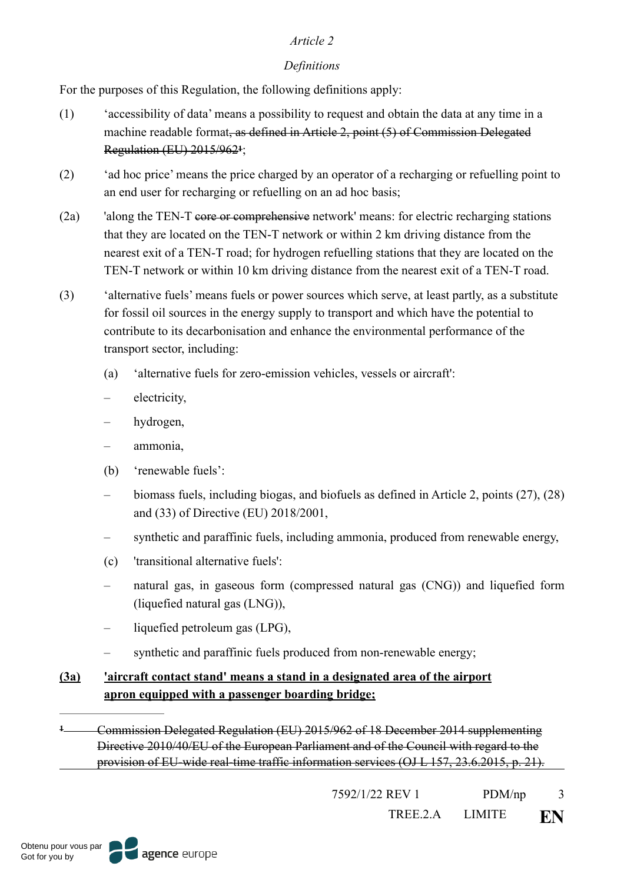*Article 2*

*Definitions*

For the purposes of this Regulation, the following definitions apply:

(1) ‘accessibility of data’ means a possibility to request and obtain the data at any time in a machine readable format~~, as defined in Article 2, point (5) of Commission Delegated Regulation (EU) 2015/962[1]~~;

(2) ‘ad hoc price’ means the price charged by an operator of a recharging or refuelling point to an end user for recharging or refuelling on an ad hoc basis;

(2a) 'along the TEN-T ~~core or comprehensive~~ network' means: for electric recharging stations that they are located on the TEN-T network or within 2 km driving distance from the nearest exit of a TEN-T road; for hydrogen refuelling stations that they are located on the TEN-T network or within 10 km driving distance from the nearest exit of a TEN-T road.

(3) ‘alternative fuels’ means fuels or power sources which serve, at least partly, as a substitute for fossil oil sources in the energy supply to transport and which have the potential to contribute to its decarbonisation and enhance the environmental performance of the transport sector, including:

(a) ‘alternative fuels for zero-emission vehicles, vessels or aircraft':

– electricity,

– hydrogen,

– ammonia,

(b) ‘renewable fuels’:

– biomass fuels, including biogas, and biofuels as defined in Article 2, points (27), (28) and (33) of Directive (EU) 2018/2001,

– synthetic and paraffinic fuels, including ammonia, produced from renewable energy,

(c) 'transitional alternative fuels':

– natural gas, in gaseous form (compressed natural gas (CNG)) and liquefied form (liquefied natural gas (LNG)),

– liquefied petroleum gas (LPG),

– synthetic and paraffinic fuels produced from non-renewable energy;

**(3a) 'aircraft contact stand' means a stand in a designated area of the airport apron equipped with a passenger boarding bridge;**

---

~~[1] Commission Delegated Regulation (EU) 2015/962 of 18 December 2014 supplementing Directive 2010/40/EU of the European Parliament and of the Council with regard to the provision of EU-wide real-time traffic information services (OJ L 157, 23.6.2015, p. 21).~~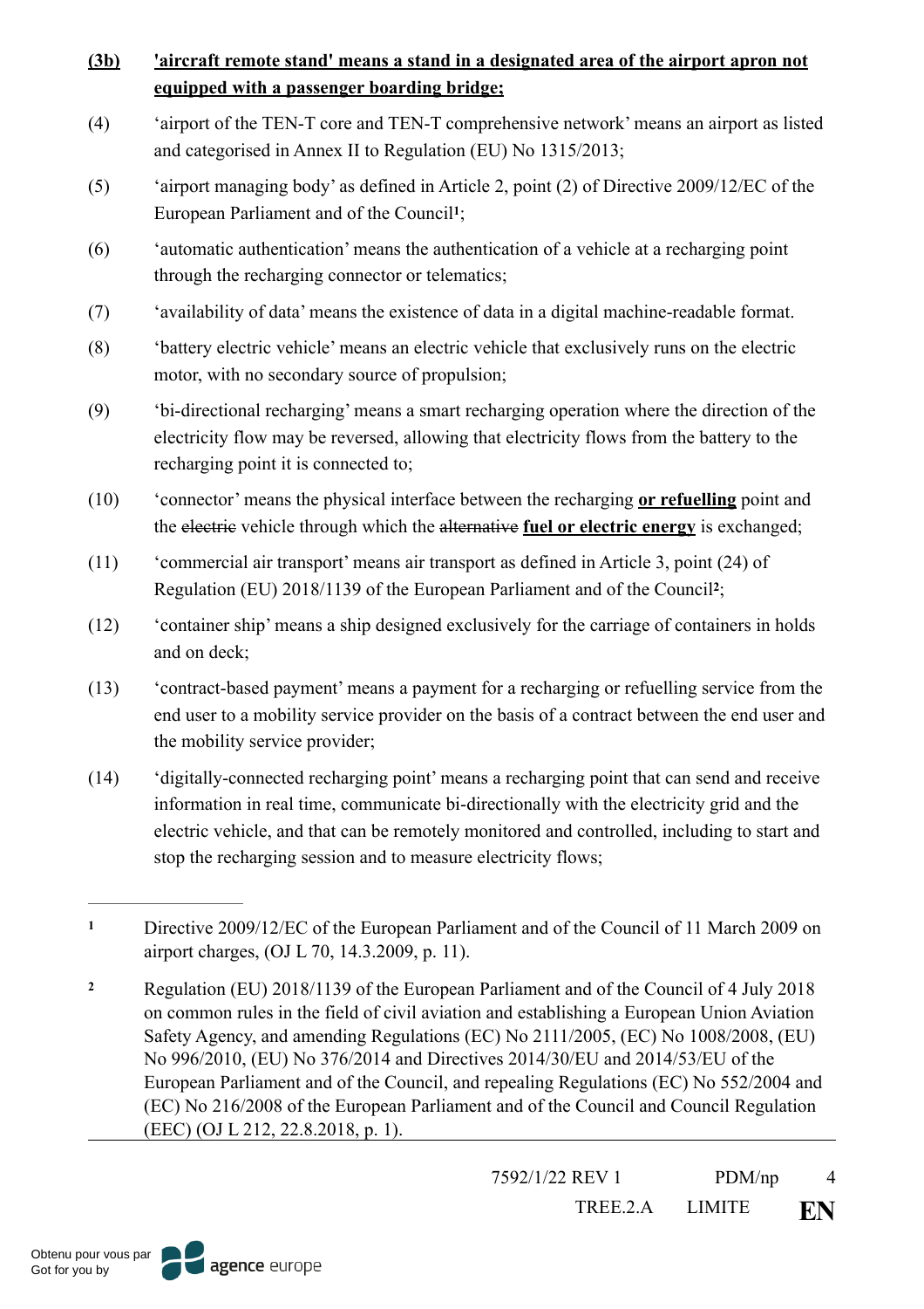**(3b)** **<u>'aircraft remote stand' means a stand in a designated area of the airport apron not equipped with a passenger boarding bridge;</u>**

(4) 'airport of the TEN-T core and TEN-T comprehensive network' means an airport as listed and categorised in Annex II to Regulation (EU) No 1315/2013;

(5) 'airport managing body' as defined in Article 2, point (2) of Directive 2009/12/EC of the European Parliament and of the Council[1];

(6) 'automatic authentication' means the authentication of a vehicle at a recharging point through the recharging connector or telematics;

(7) 'availability of data' means the existence of data in a digital machine-readable format.

(8) 'battery electric vehicle' means an electric vehicle that exclusively runs on the electric motor, with no secondary source of propulsion;

(9) 'bi-directional recharging' means a smart recharging operation where the direction of the electricity flow may be reversed, allowing that electricity flows from the battery to the recharging point it is connected to;

(10) 'connector' means the physical interface between the recharging **<u>or refuelling</u>** point and the ~~electric~~ vehicle through which the ~~alternative~~ **<u>fuel or electric energy</u>** is exchanged;

(11) 'commercial air transport' means air transport as defined in Article 3, point (24) of Regulation (EU) 2018/1139 of the European Parliament and of the Council[2];

(12) 'container ship' means a ship designed exclusively for the carriage of containers in holds and on deck;

(13) 'contract-based payment' means a payment for a recharging or refuelling service from the end user to a mobility service provider on the basis of a contract between the end user and the mobility service provider;

(14) 'digitally-connected recharging point' means a recharging point that can send and receive information in real time, communicate bi-directionally with the electricity grid and the electric vehicle, and that can be remotely monitored and controlled, including to start and stop the recharging session and to measure electricity flows;

---

[1] Directive 2009/12/EC of the European Parliament and of the Council of 11 March 2009 on airport charges, (OJ L 70, 14.3.2009, p. 11).

[2] Regulation (EU) 2018/1139 of the European Parliament and of the Council of 4 July 2018 on common rules in the field of civil aviation and establishing a European Union Aviation Safety Agency, and amending Regulations (EC) No 2111/2005, (EC) No 1008/2008, (EU) No 996/2010, (EU) No 376/2014 and Directives 2014/30/EU and 2014/53/EU of the European Parliament and of the Council, and repealing Regulations (EC) No 552/2004 and (EC) No 216/2008 of the European Parliament and of the Council and Council Regulation (EEC) (OJ L 212, 22.8.2018, p. 1).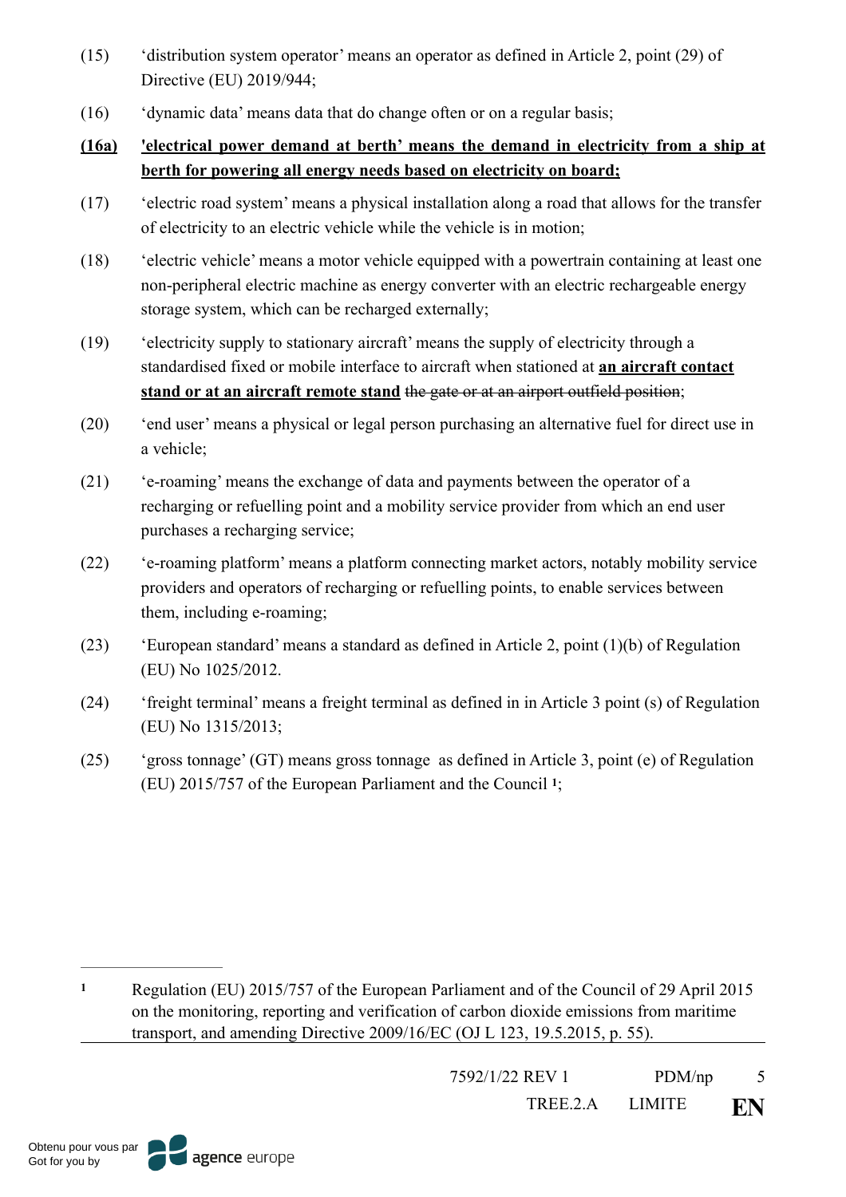(15) ‘distribution system operator’ means an operator as defined in Article 2, point (29) of Directive (EU) 2019/944;

(16) ‘dynamic data’ means data that do change often or on a regular basis;

**<u>(16a) 'electrical power demand at berth' means the demand in electricity from a ship at berth for powering all energy needs based on electricity on board;</u>**

(17) ‘electric road system’ means a physical installation along a road that allows for the transfer of electricity to an electric vehicle while the vehicle is in motion;

(18) ‘electric vehicle’ means a motor vehicle equipped with a powertrain containing at least one non-peripheral electric machine as energy converter with an electric rechargeable energy storage system, which can be recharged externally;

(19) ‘electricity supply to stationary aircraft’ means the supply of electricity through a standardised fixed or mobile interface to aircraft when stationed at **<u>an aircraft contact stand or at an aircraft remote stand</u>** ~~the gate or at an airport outfield position~~;

(20) ‘end user’ means a physical or legal person purchasing an alternative fuel for direct use in a vehicle;

(21) ‘e-roaming’ means the exchange of data and payments between the operator of a recharging or refuelling point and a mobility service provider from which an end user purchases a recharging service;

(22) ‘e-roaming platform’ means a platform connecting market actors, notably mobility service providers and operators of recharging or refuelling points, to enable services between them, including e-roaming;

(23) ‘European standard’ means a standard as defined in Article 2, point (1)(b) of Regulation (EU) No 1025/2012.

(24) ‘freight terminal’ means a freight terminal as defined in in Article 3 point (s) of Regulation (EU) No 1315/2013;

(25) ‘gross tonnage’ (GT) means gross tonnage as defined in Article 3, point (e) of Regulation (EU) 2015/757 of the European Parliament and the Council [1];

---

[1] Regulation (EU) 2015/757 of the European Parliament and of the Council of 29 April 2015 on the monitoring, reporting and verification of carbon dioxide emissions from maritime transport, and amending Directive 2009/16/EC (OJ L 123, 19.5.2015, p. 55).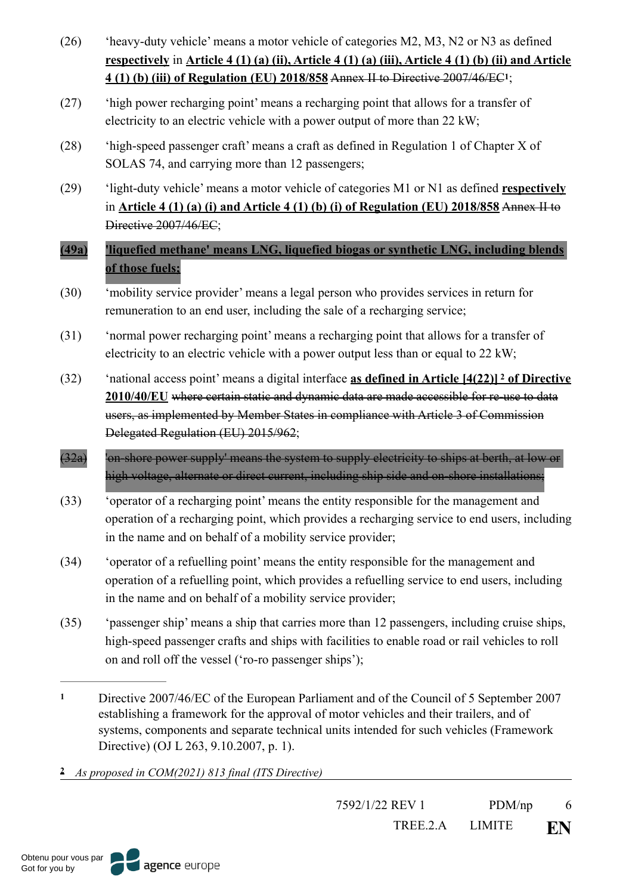(26) 'heavy-duty vehicle' means a motor vehicle of categories M2, M3, N2 or N3 as defined **respectively** in **Article 4 (1) (a) (ii), Article 4 (1) (a) (iii), Article 4 (1) (b) (ii) and Article 4 (1) (b) (iii) of Regulation (EU) 2018/858** ~~Annex II to Directive 2007/46/EC~~[1];

(27) 'high power recharging point' means a recharging point that allows for a transfer of electricity to an electric vehicle with a power output of more than 22 kW;

(28) 'high-speed passenger craft' means a craft as defined in Regulation 1 of Chapter X of SOLAS 74, and carrying more than 12 passengers;

(29) 'light-duty vehicle' means a motor vehicle of categories M1 or N1 as defined **respectively** in **Article 4 (1) (a) (i) and Article 4 (1) (b) (i) of Regulation (EU) 2018/858** ~~Annex II to Directive 2007/46/EC~~;

**(49a) 'liquefied methane' means LNG, liquefied biogas or synthetic LNG, including blends of those fuels;**

(30) 'mobility service provider' means a legal person who provides services in return for remuneration to an end user, including the sale of a recharging service;

(31) 'normal power recharging point' means a recharging point that allows for a transfer of electricity to an electric vehicle with a power less than or equal to 22 kW;

(32) 'national access point' means a digital interface **as defined in Article [4(22)] [2] of Directive 2010/40/EU** ~~where certain static and dynamic data are made accessible for re-use to data users, as implemented by Member States in compliance with Article 3 of Commission Delegated Regulation (EU) 2015/962~~;

~~(32a) 'on-shore power supply' means the system to supply electricity to ships at berth, at low or high voltage, alternate or direct current, including ship side and on-shore installations;~~

(33) 'operator of a recharging point' means the entity responsible for the management and operation of a recharging point, which provides a recharging service to end users, including in the name and on behalf of a mobility service provider;

(34) 'operator of a refuelling point' means the entity responsible for the management and operation of a refuelling point, which provides a refuelling service to end users, including in the name and on behalf of a mobility service provider;

(35) 'passenger ship' means a ship that carries more than 12 passengers, including cruise ships, high-speed passenger crafts and ships with facilities to enable road or rail vehicles to roll on and roll off the vessel ('ro-ro passenger ships');

---

[1] Directive 2007/46/EC of the European Parliament and of the Council of 5 September 2007 establishing a framework for the approval of motor vehicles and their trailers, and of systems, components and separate technical units intended for such vehicles (Framework Directive) (OJ L 263, 9.10.2007, p. 1).

[2] *As proposed in COM(2021) 813 final (ITS Directive)*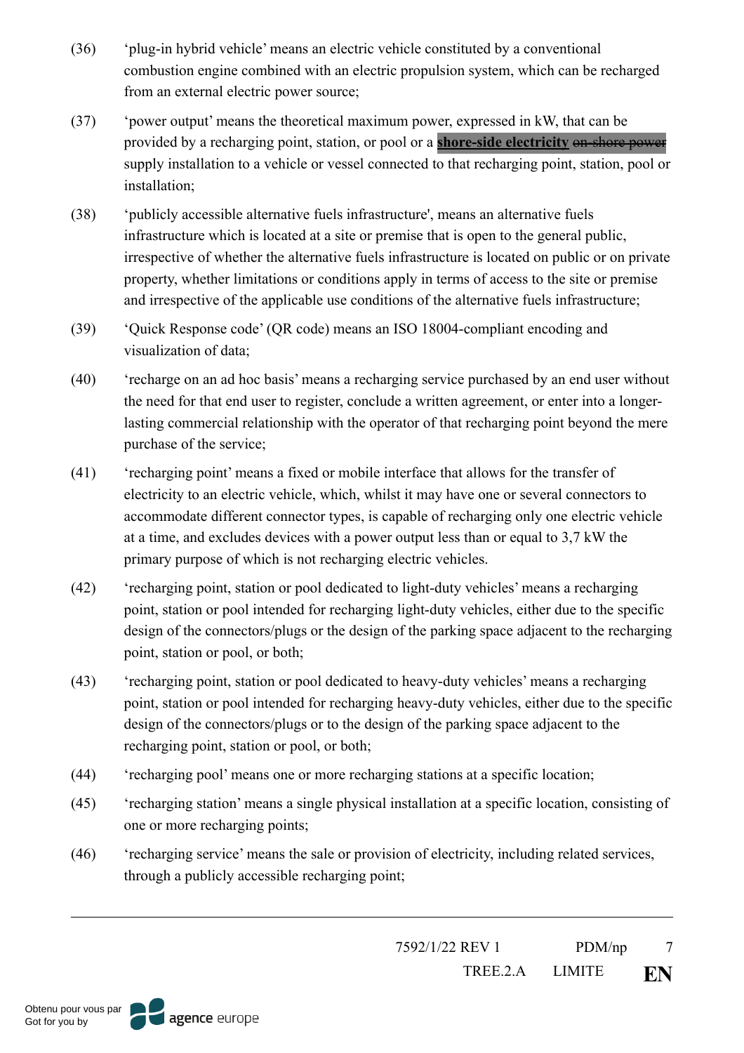(36) ‘plug-in hybrid vehicle’ means an electric vehicle constituted by a conventional combustion engine combined with an electric propulsion system, which can be recharged from an external electric power source;

(37) ‘power output’ means the theoretical maximum power, expressed in kW, that can be provided by a recharging point, station, or pool or a **shore-side electricity** ~~on-shore power~~ supply installation to a vehicle or vessel connected to that recharging point, station, pool or installation;

(38) ‘publicly accessible alternative fuels infrastructure', means an alternative fuels infrastructure which is located at a site or premise that is open to the general public, irrespective of whether the alternative fuels infrastructure is located on public or on private property, whether limitations or conditions apply in terms of access to the site or premise and irrespective of the applicable use conditions of the alternative fuels infrastructure;

(39) ‘Quick Response code’ (QR code) means an ISO 18004-compliant encoding and visualization of data;

(40) ‘recharge on an ad hoc basis’ means a recharging service purchased by an end user without the need for that end user to register, conclude a written agreement, or enter into a longer-lasting commercial relationship with the operator of that recharging point beyond the mere purchase of the service;

(41) ‘recharging point’ means a fixed or mobile interface that allows for the transfer of electricity to an electric vehicle, which, whilst it may have one or several connectors to accommodate different connector types, is capable of recharging only one electric vehicle at a time, and excludes devices with a power output less than or equal to 3,7 kW the primary purpose of which is not recharging electric vehicles.

(42) ‘recharging point, station or pool dedicated to light-duty vehicles’ means a recharging point, station or pool intended for recharging light-duty vehicles, either due to the specific design of the connectors/plugs or the design of the parking space adjacent to the recharging point, station or pool, or both;

(43) ‘recharging point, station or pool dedicated to heavy-duty vehicles’ means a recharging point, station or pool intended for recharging heavy-duty vehicles, either due to the specific design of the connectors/plugs or to the design of the parking space adjacent to the recharging point, station or pool, or both;

(44) ‘recharging pool’ means one or more recharging stations at a specific location;

(45) ‘recharging station’ means a single physical installation at a specific location, consisting of one or more recharging points;

(46) ‘recharging service’ means the sale or provision of electricity, including related services, through a publicly accessible recharging point;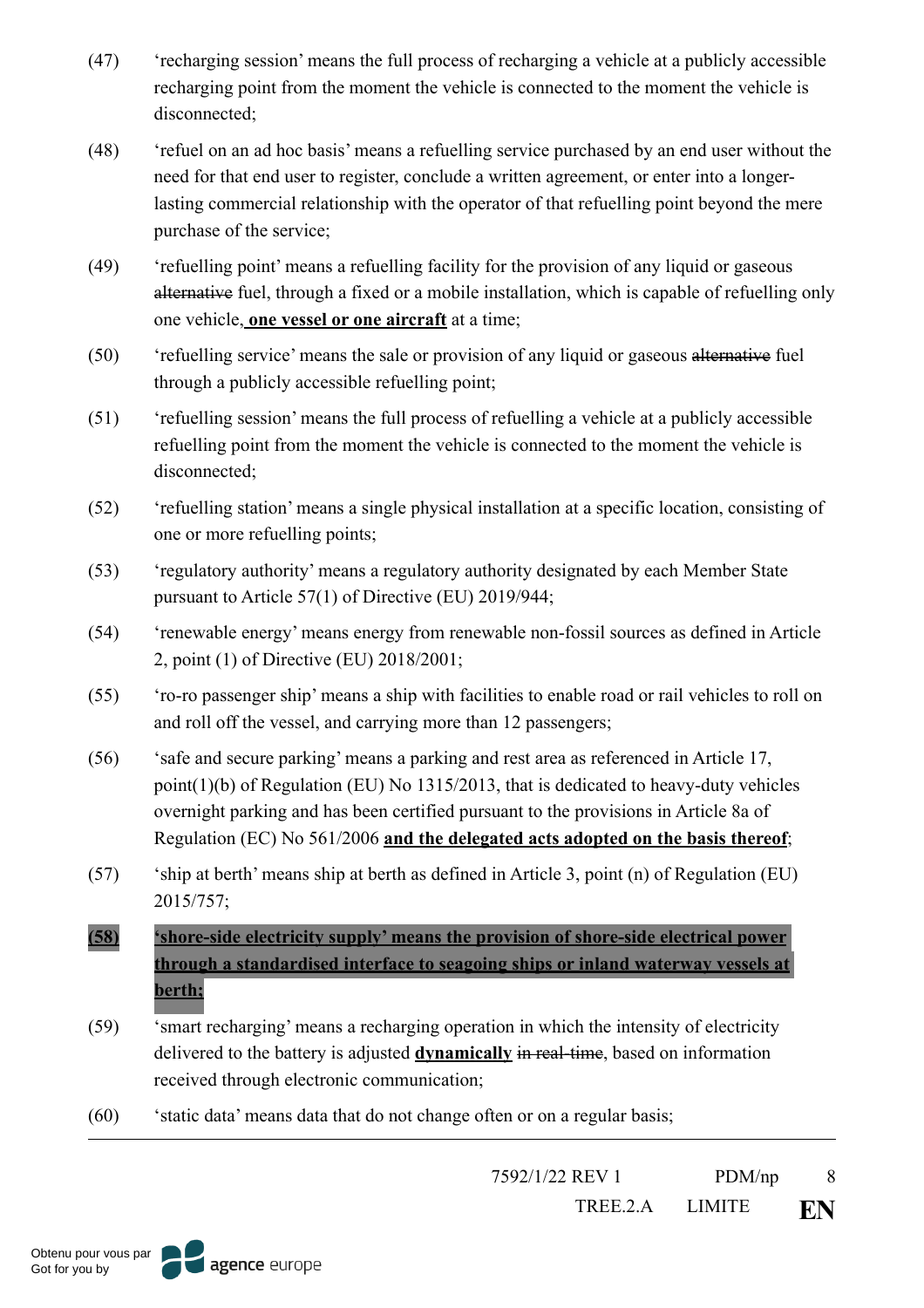(47) 'recharging session' means the full process of recharging a vehicle at a publicly accessible recharging point from the moment the vehicle is connected to the moment the vehicle is disconnected;

(48) 'refuel on an ad hoc basis' means a refuelling service purchased by an end user without the need for that end user to register, conclude a written agreement, or enter into a longer-lasting commercial relationship with the operator of that refuelling point beyond the mere purchase of the service;

(49) 'refuelling point' means a refuelling facility for the provision of any liquid or gaseous ~~alternative~~ fuel, through a fixed or a mobile installation, which is capable of refuelling only one vehicle, **one vessel or one aircraft** at a time;

(50) 'refuelling service' means the sale or provision of any liquid or gaseous ~~alternative~~ fuel through a publicly accessible refuelling point;

(51) 'refuelling session' means the full process of refuelling a vehicle at a publicly accessible refuelling point from the moment the vehicle is connected to the moment the vehicle is disconnected;

(52) 'refuelling station' means a single physical installation at a specific location, consisting of one or more refuelling points;

(53) 'regulatory authority' means a regulatory authority designated by each Member State pursuant to Article 57(1) of Directive (EU) 2019/944;

(54) 'renewable energy' means energy from renewable non-fossil sources as defined in Article 2, point (1) of Directive (EU) 2018/2001;

(55) 'ro-ro passenger ship' means a ship with facilities to enable road or rail vehicles to roll on and roll off the vessel, and carrying more than 12 passengers;

(56) 'safe and secure parking' means a parking and rest area as referenced in Article 17, point(1)(b) of Regulation (EU) No 1315/2013, that is dedicated to heavy-duty vehicles overnight parking and has been certified pursuant to the provisions in Article 8a of Regulation (EC) No 561/2006 **and the delegated acts adopted on the basis thereof**;

(57) 'ship at berth' means ship at berth as defined in Article 3, point (n) of Regulation (EU) 2015/757;

**(58) 'shore-side electricity supply' means the provision of shore-side electrical power through a standardised interface to seagoing ships or inland waterway vessels at berth;**

(59) 'smart recharging' means a recharging operation in which the intensity of electricity delivered to the battery is adjusted **dynamically** ~~in real-time~~, based on information received through electronic communication;

(60) 'static data' means data that do not change often or on a regular basis;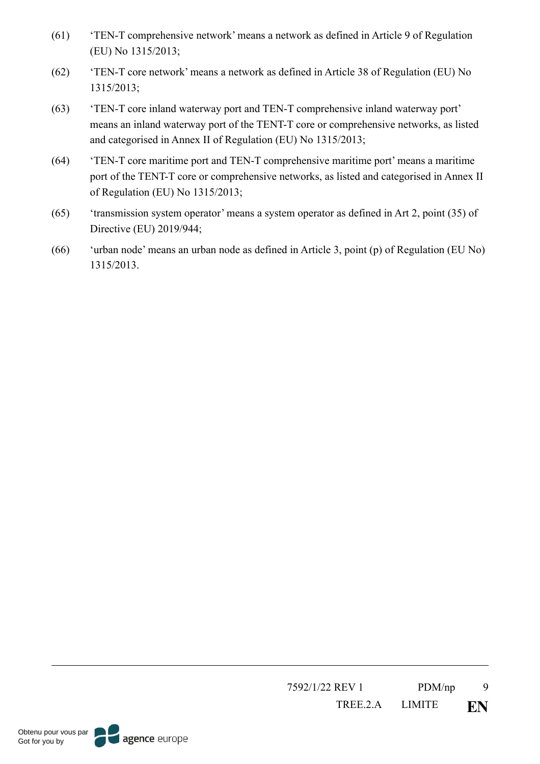(61) ‘TEN-T comprehensive network’ means a network as defined in Article 9 of Regulation (EU) No 1315/2013;

(62) ‘TEN-T core network’ means a network as defined in Article 38 of Regulation (EU) No 1315/2013;

(63) ‘TEN-T core inland waterway port and TEN-T comprehensive inland waterway port’ means an inland waterway port of the TENT-T core or comprehensive networks, as listed and categorised in Annex II of Regulation (EU) No 1315/2013;

(64) ‘TEN-T core maritime port and TEN-T comprehensive maritime port’ means a maritime port of the TENT-T core or comprehensive networks, as listed and categorised in Annex II of Regulation (EU) No 1315/2013;

(65) ‘transmission system operator’ means a system operator as defined in Art 2, point (35) of Directive (EU) 2019/944;

(66) ‘urban node’ means an urban node as defined in Article 3, point (p) of Regulation (EU No) 1315/2013.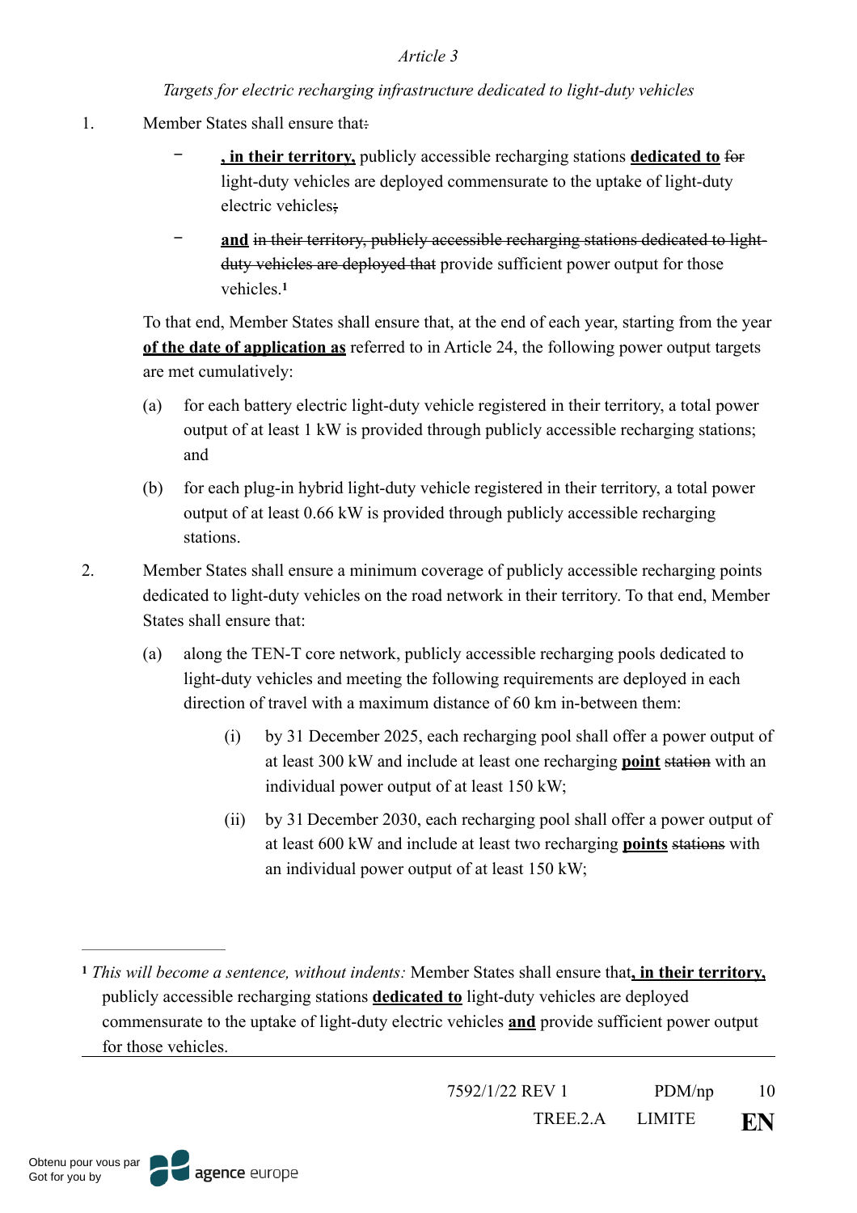*Article 3*

*Targets for electric recharging infrastructure dedicated to light-duty vehicles*

1. Member States shall ensure that~~:~~

   – **, in their territory,** publicly accessible recharging stations **dedicated to** ~~for~~ light-duty vehicles are deployed commensurate to the uptake of light-duty electric vehicles~~;~~

   – **and** ~~in their territory, publicly accessible recharging stations dedicated to light-duty vehicles are deployed that~~ provide sufficient power output for those vehicles.[1]

   To that end, Member States shall ensure that, at the end of each year, starting from the year **of the date of application as** referred to in Article 24, the following power output targets are met cumulatively:

   (a) for each battery electric light-duty vehicle registered in their territory, a total power output of at least 1 kW is provided through publicly accessible recharging stations; and

   (b) for each plug-in hybrid light-duty vehicle registered in their territory, a total power output of at least 0.66 kW is provided through publicly accessible recharging stations.

2. Member States shall ensure a minimum coverage of publicly accessible recharging points dedicated to light-duty vehicles on the road network in their territory. To that end, Member States shall ensure that:

   (a) along the TEN-T core network, publicly accessible recharging pools dedicated to light-duty vehicles and meeting the following requirements are deployed in each direction of travel with a maximum distance of 60 km in-between them:

      (i) by 31 December 2025, each recharging pool shall offer a power output of at least 300 kW and include at least one recharging **point** ~~station~~ with an individual power output of at least 150 kW;

      (ii) by 31 December 2030, each recharging pool shall offer a power output of at least 600 kW and include at least two recharging **points** ~~stations~~ with an individual power output of at least 150 kW;

---

[1] *This will become a sentence, without indents:* Member States shall ensure that**, in their territory,** publicly accessible recharging stations **dedicated to** light-duty vehicles are deployed commensurate to the uptake of light-duty electric vehicles **and** provide sufficient power output for those vehicles.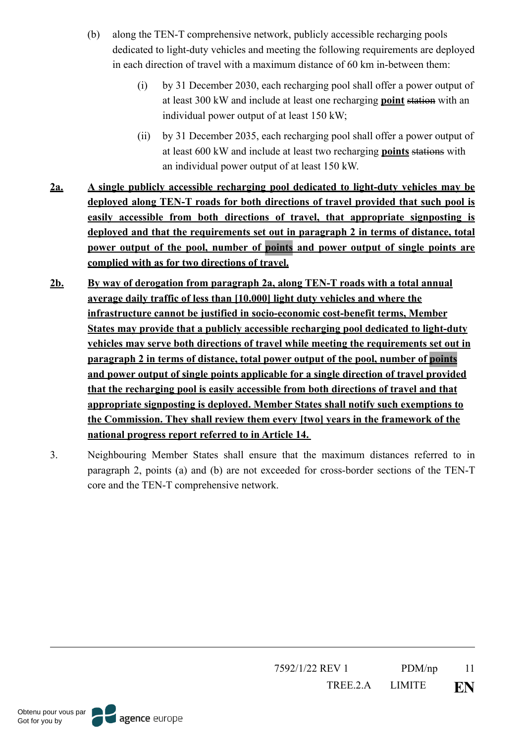(b) along the TEN-T comprehensive network, publicly accessible recharging pools dedicated to light-duty vehicles and meeting the following requirements are deployed in each direction of travel with a maximum distance of 60 km in-between them:

(i) by 31 December 2030, each recharging pool shall offer a power output of at least 300 kW and include at least one recharging **point** ~~station~~ with an individual power output of at least 150 kW;

(ii) by 31 December 2035, each recharging pool shall offer a power output of at least 600 kW and include at least two recharging **points** ~~stations~~ with an individual power output of at least 150 kW.

**2a.** **A single publicly accessible recharging pool dedicated to light-duty vehicles may be deployed along TEN-T roads for both directions of travel provided that such pool is easily accessible from both directions of travel, that appropriate signposting is deployed and that the requirements set out in paragraph 2 in terms of distance, total power output of the pool, number of points and power output of single points are complied with as for two directions of travel.**

**2b.** **By way of derogation from paragraph 2a, along TEN-T roads with a total annual average daily traffic of less than [10.000] light duty vehicles and where the infrastructure cannot be justified in socio-economic cost-benefit terms, Member States may provide that a publicly accessible recharging pool dedicated to light-duty vehicles may serve both directions of travel while meeting the requirements set out in paragraph 2 in terms of distance, total power output of the pool, number of points and power output of single points applicable for a single direction of travel provided that the recharging pool is easily accessible from both directions of travel and that appropriate signposting is deployed. Member States shall notify such exemptions to the Commission. They shall review them every [two] years in the framework of the national progress report referred to in Article 14.**

3. Neighbouring Member States shall ensure that the maximum distances referred to in paragraph 2, points (a) and (b) are not exceeded for cross-border sections of the TEN-T core and the TEN-T comprehensive network.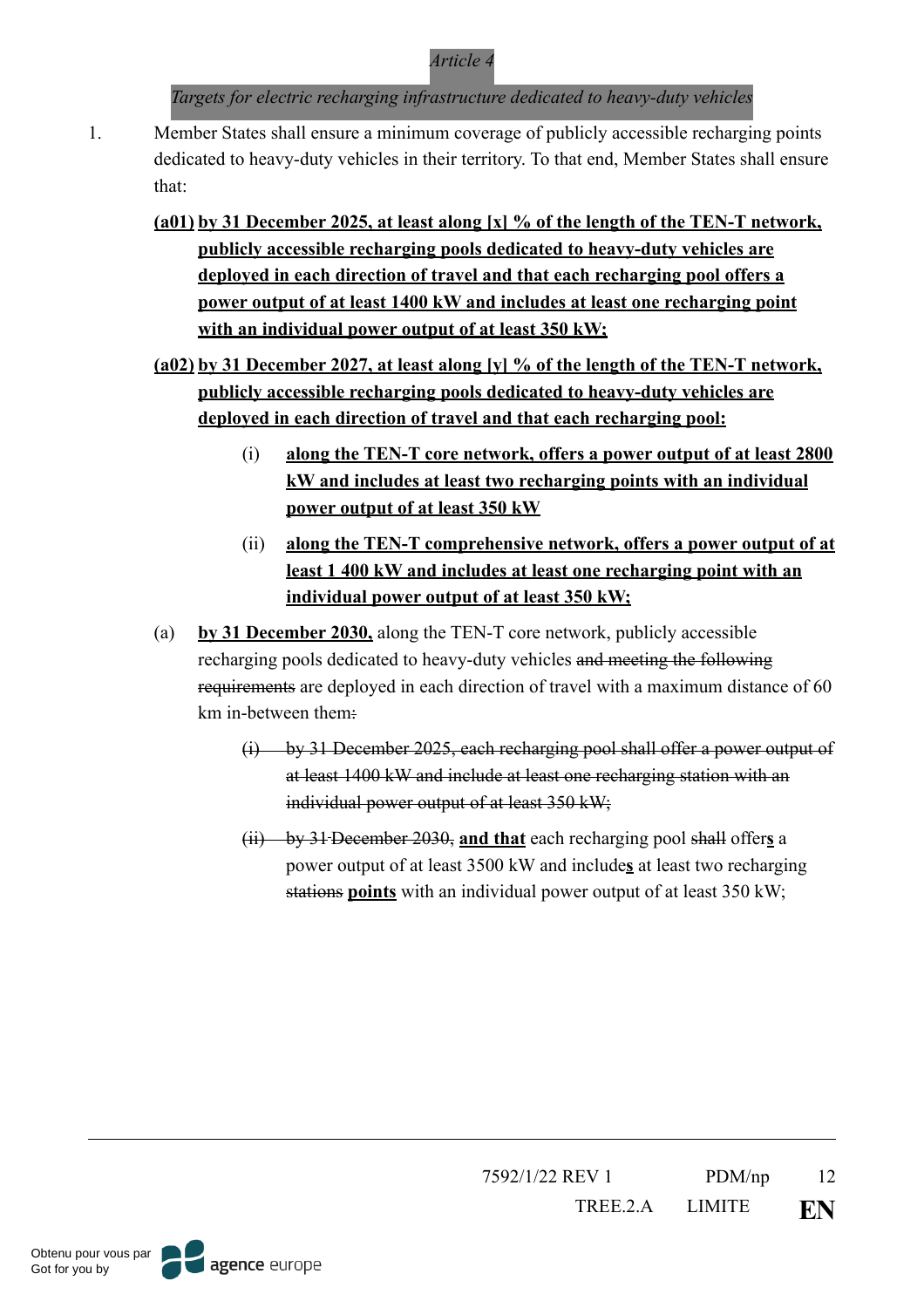*Article 4*

*Targets for electric recharging infrastructure dedicated to heavy-duty vehicles*

1. Member States shall ensure a minimum coverage of publicly accessible recharging points dedicated to heavy-duty vehicles in their territory. To that end, Member States shall ensure that:

   **(a01) by 31 December 2025, at least along [x] % of the length of the TEN-T network, publicly accessible recharging pools dedicated to heavy-duty vehicles are deployed in each direction of travel and that each recharging pool offers a power output of at least 1400 kW and includes at least one recharging point with an individual power output of at least 350 kW;**

   **(a02) by 31 December 2027, at least along [y] % of the length of the TEN-T network, publicly accessible recharging pools dedicated to heavy-duty vehicles are deployed in each direction of travel and that each recharging pool:**

   - (i) **along the TEN-T core network, offers a power output of at least 2800 kW and includes at least two recharging points with an individual power output of at least 350 kW**
   - (ii) **along the TEN-T comprehensive network, offers a power output of at least 1 400 kW and includes at least one recharging point with an individual power output of at least 350 kW;**

   (a) **by 31 December 2030,** along the TEN-T core network, publicly accessible recharging pools dedicated to heavy-duty vehicles ~~and meeting the following requirements~~ are deployed in each direction of travel with a maximum distance of 60 km in-between them~~:~~

   - ~~(i) by 31 December 2025, each recharging pool shall offer a power output of at least 1400 kW and include at least one recharging station with an individual power output of at least 350 kW;~~
   - ~~(ii) by 31 December 2030,~~ **and that** each recharging pool ~~shall~~ offer**s** a power output of at least 3500 kW and include**s** at least two recharging ~~stations~~ **points** with an individual power output of at least 350 kW;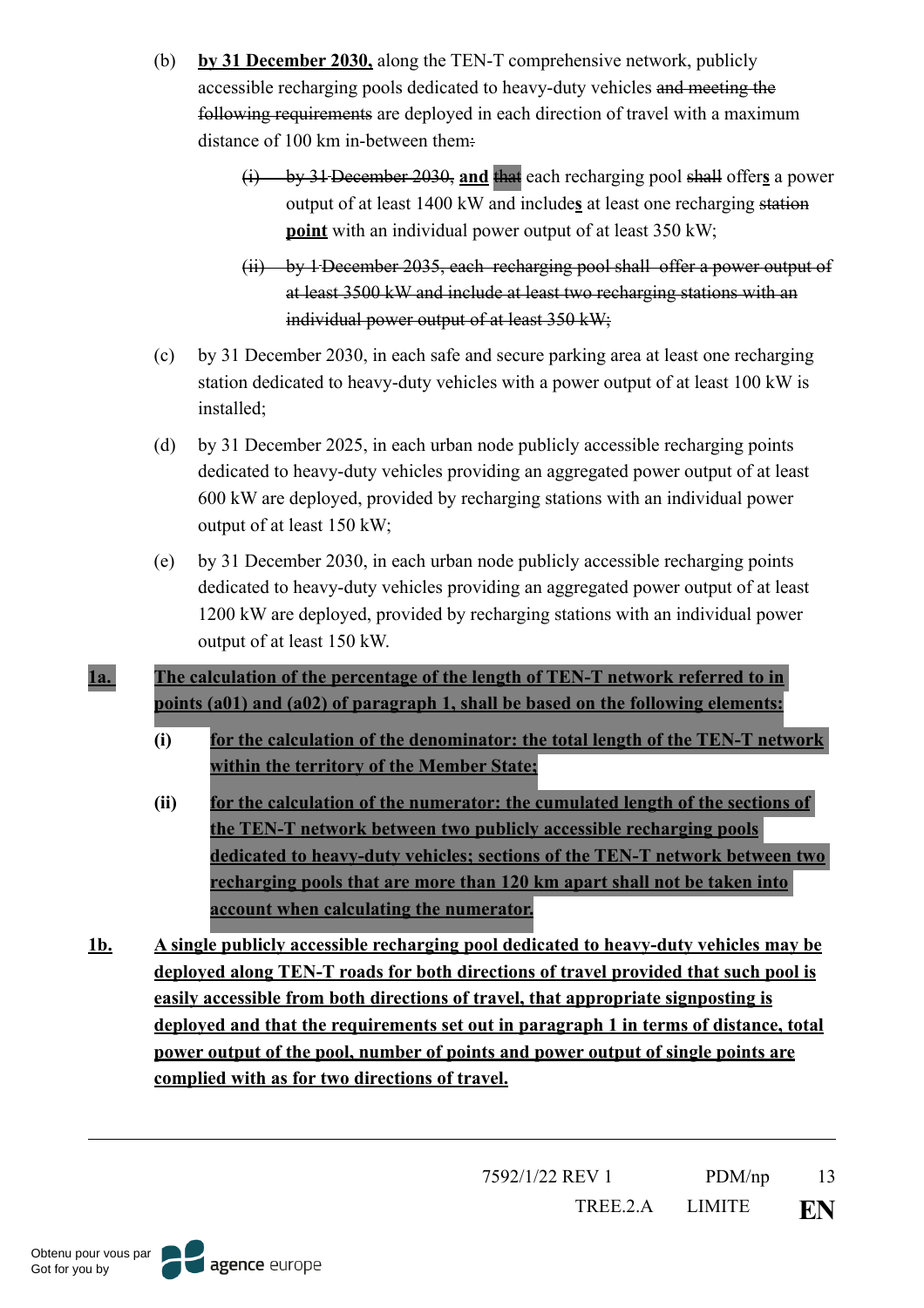(b) **by 31 December 2030,** along the TEN-T comprehensive network, publicly accessible recharging pools dedicated to heavy-duty vehicles ~~and meeting the following requirements~~ are deployed in each direction of travel with a maximum distance of 100 km in-between them~~:~~

> ~~(i) by 31 December 2030,~~ **and** ~~that~~ each recharging pool ~~shall~~ offer**s** a power output of at least 1400 kW and include**s** at least one recharging ~~station~~ **point** with an individual power output of at least 350 kW;
>
> ~~(ii) by 1 December 2035, each recharging pool shall offer a power output of at least 3500 kW and include at least two recharging stations with an individual power output of at least 350 kW;~~

(c) by 31 December 2030, in each safe and secure parking area at least one recharging station dedicated to heavy-duty vehicles with a power output of at least 100 kW is installed;

(d) by 31 December 2025, in each urban node publicly accessible recharging points dedicated to heavy-duty vehicles providing an aggregated power output of at least 600 kW are deployed, provided by recharging stations with an individual power output of at least 150 kW;

(e) by 31 December 2030, in each urban node publicly accessible recharging points dedicated to heavy-duty vehicles providing an aggregated power output of at least 1200 kW are deployed, provided by recharging stations with an individual power output of at least 150 kW.

**1a. The calculation of the percentage of the length of TEN-T network referred to in points (a01) and (a02) of paragraph 1, shall be based on the following elements:**

> **(i) for the calculation of the denominator: the total length of the TEN-T network within the territory of the Member State;**
>
> **(ii) for the calculation of the numerator: the cumulated length of the sections of the TEN-T network between two publicly accessible recharging pools dedicated to heavy-duty vehicles; sections of the TEN-T network between two recharging pools that are more than 120 km apart shall not be taken into account when calculating the numerator.**

**1b. A single publicly accessible recharging pool dedicated to heavy-duty vehicles may be deployed along TEN-T roads for both directions of travel provided that such pool is easily accessible from both directions of travel, that appropriate signposting is deployed and that the requirements set out in paragraph 1 in terms of distance, total power output of the pool, number of points and power output of single points are complied with as for two directions of travel.**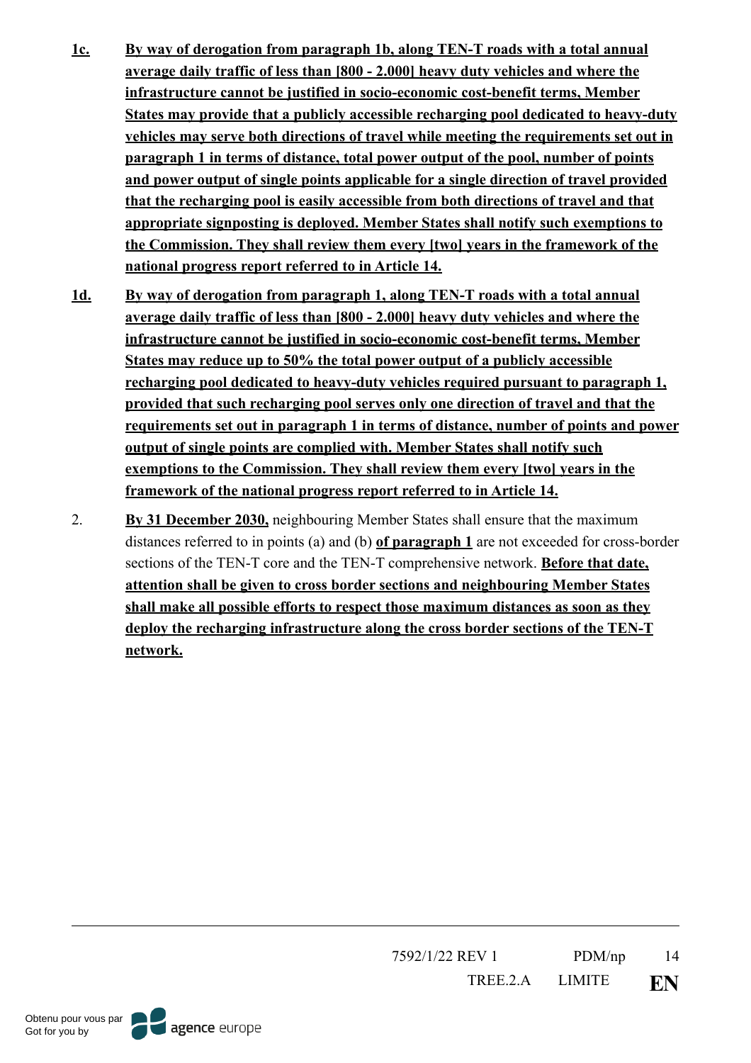**1c.** **By way of derogation from paragraph 1b, along TEN-T roads with a total annual average daily traffic of less than [800 - 2.000] heavy duty vehicles and where the infrastructure cannot be justified in socio-economic cost-benefit terms, Member States may provide that a publicly accessible recharging pool dedicated to heavy-duty vehicles may serve both directions of travel while meeting the requirements set out in paragraph 1 in terms of distance, total power output of the pool, number of points and power output of single points applicable for a single direction of travel provided that the recharging pool is easily accessible from both directions of travel and that appropriate signposting is deployed. Member States shall notify such exemptions to the Commission. They shall review them every [two] years in the framework of the national progress report referred to in Article 14.**

**1d.** **By way of derogation from paragraph 1, along TEN-T roads with a total annual average daily traffic of less than [800 - 2.000] heavy duty vehicles and where the infrastructure cannot be justified in socio-economic cost-benefit terms, Member States may reduce up to 50% the total power output of a publicly accessible recharging pool dedicated to heavy-duty vehicles required pursuant to paragraph 1, provided that such recharging pool serves only one direction of travel and that the requirements set out in paragraph 1 in terms of distance, number of points and power output of single points are complied with. Member States shall notify such exemptions to the Commission. They shall review them every [two] years in the framework of the national progress report referred to in Article 14.**

2. **By 31 December 2030,** neighbouring Member States shall ensure that the maximum distances referred to in points (a) and (b) **of paragraph 1** are not exceeded for cross-border sections of the TEN-T core and the TEN-T comprehensive network. **Before that date, attention shall be given to cross border sections and neighbouring Member States shall make all possible efforts to respect those maximum distances as soon as they deploy the recharging infrastructure along the cross border sections of the TEN-T network.**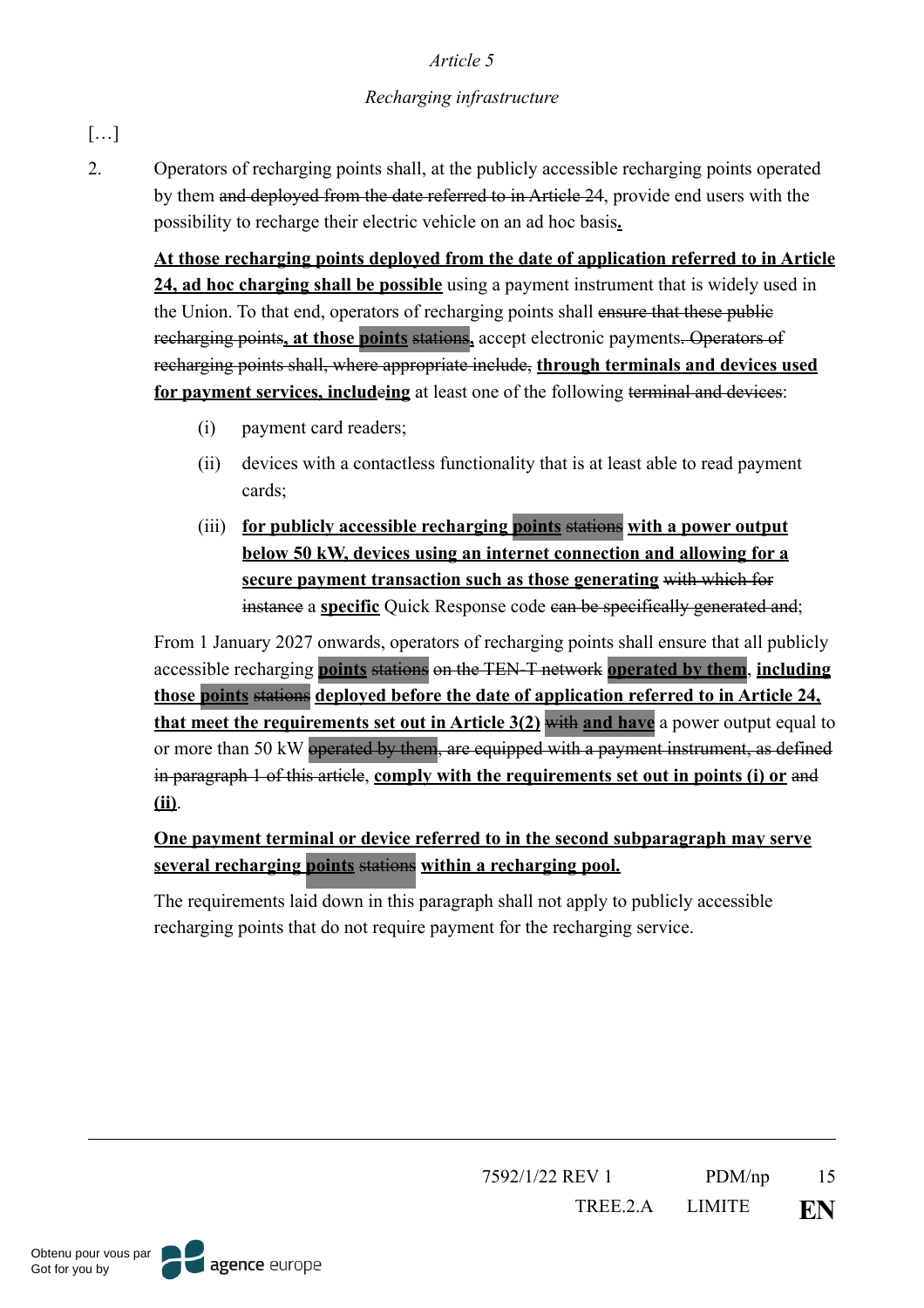*Article 5*

*Recharging infrastructure*

[…]

2. Operators of recharging points shall, at the publicly accessible recharging points operated by them ~~and deployed from the date referred to in Article 24~~, provide end users with the possibility to recharge their electric vehicle on an ad hoc basis**.**

**At those recharging points deployed from the date of application referred to in Article 24, ad hoc charging shall be possible** using a payment instrument that is widely used in the Union. To that end, operators of recharging points shall ~~ensure that these public recharging points~~**, at those points** ~~stations~~**,** accept electronic payments~~. Operators of recharging points shall, where appropriate include~~, **through terminals and devices used for payment services, includ**~~e~~**ing** at least one of the following ~~terminal and devices~~:

(i) payment card readers;

(ii) devices with a contactless functionality that is at least able to read payment cards;

(iii) **for publicly accessible recharging points** ~~stations~~ **with a power output below 50 kW, devices using an internet connection and allowing for a secure payment transaction such as those generating** ~~with which for instance~~ a **specific** Quick Response code ~~can be specifically generated and~~;

From 1 January 2027 onwards, operators of recharging points shall ensure that all publicly accessible recharging **points** ~~stations on the TEN-T network~~ **operated by them**, **including those points** ~~stations~~ **deployed before the date of application referred to in Article 24, that meet the requirements set out in Article 3(2)** ~~with~~ **and have** a power output equal to or more than 50 kW ~~operated by them, are equipped with a payment instrument, as defined in paragraph 1 of this article~~, **comply with the requirements set out in points (i) or** ~~and~~ **(ii)**.

**One payment terminal or device referred to in the second subparagraph may serve several recharging points** ~~stations~~ **within a recharging pool.**

The requirements laid down in this paragraph shall not apply to publicly accessible recharging points that do not require payment for the recharging service.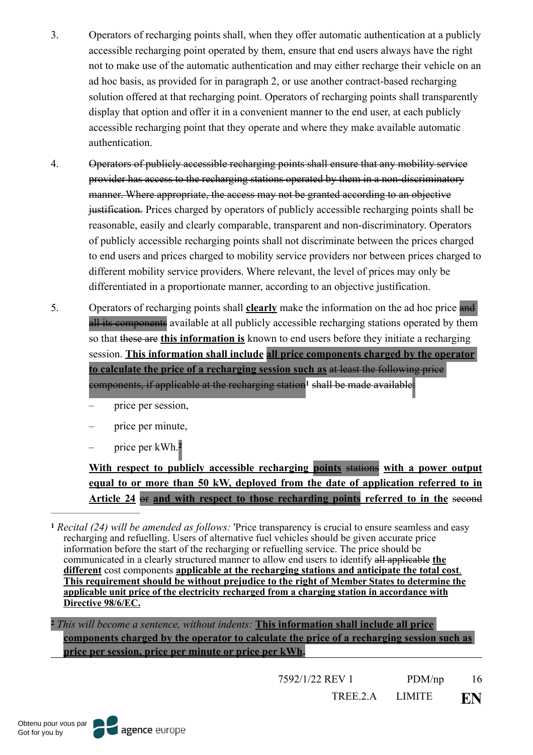3. Operators of recharging points shall, when they offer automatic authentication at a publicly accessible recharging point operated by them, ensure that end users always have the right not to make use of the automatic authentication and may either recharge their vehicle on an ad hoc basis, as provided for in paragraph 2, or use another contract-based recharging solution offered at that recharging point. Operators of recharging points shall transparently display that option and offer it in a convenient manner to the end user, at each publicly accessible recharging point that they operate and where they make available automatic authentication.

4. ~~Operators of publicly accessible recharging points shall ensure that any mobility service provider has access to the recharging stations operated by them in a non-discriminatory manner. Where appropriate, the access may not be granted according to an objective justification.~~ Prices charged by operators of publicly accessible recharging points shall be reasonable, easily and clearly comparable, transparent and non-discriminatory. Operators of publicly accessible recharging points shall not discriminate between the prices charged to end users and prices charged to mobility service providers nor between prices charged to different mobility service providers. Where relevant, the level of prices may only be differentiated in a proportionate manner, according to an objective justification.

5. Operators of recharging points shall **clearly** make the information on the ad hoc price ~~and all its components~~ available at all publicly accessible recharging stations operated by them so that ~~these are~~ **this information is** known to end users before they initiate a recharging session. **This information shall include** **all price components charged by the operator to calculate the price of a recharging session such as** ~~at least the following price components, if applicable at the recharging station~~[1] ~~shall be made available:~~

   – price per session,

   – price per minute,

   – price per kWh.[2]

   **With respect to publicly accessible recharging points** ~~stations~~ **with a power output equal to or more than 50 kW, deployed from the date of application referred to in Article 24** ~~or~~ **and with respect to those recharging points referred to in the** ~~second~~

---

[1] *Recital (24) will be amended as follows:* 'Price transparency is crucial to ensure seamless and easy recharging and refuelling. Users of alternative fuel vehicles should be given accurate price information before the start of the recharging or refuelling service. The price should be communicated in a clearly structured manner to allow end users to identify ~~all applicable~~ **the different** cost components **applicable at the recharging stations and anticipate the total cost**. **This requirement should be without prejudice to the right of Member States to determine the applicable unit price of the electricity recharged from a charging station in accordance with Directive 98/6/EC.**

[2] *This will become a sentence, without indents:* **This information shall include all price components charged by the operator to calculate the price of a recharging session such as price per session, price per minute or price per kWh.**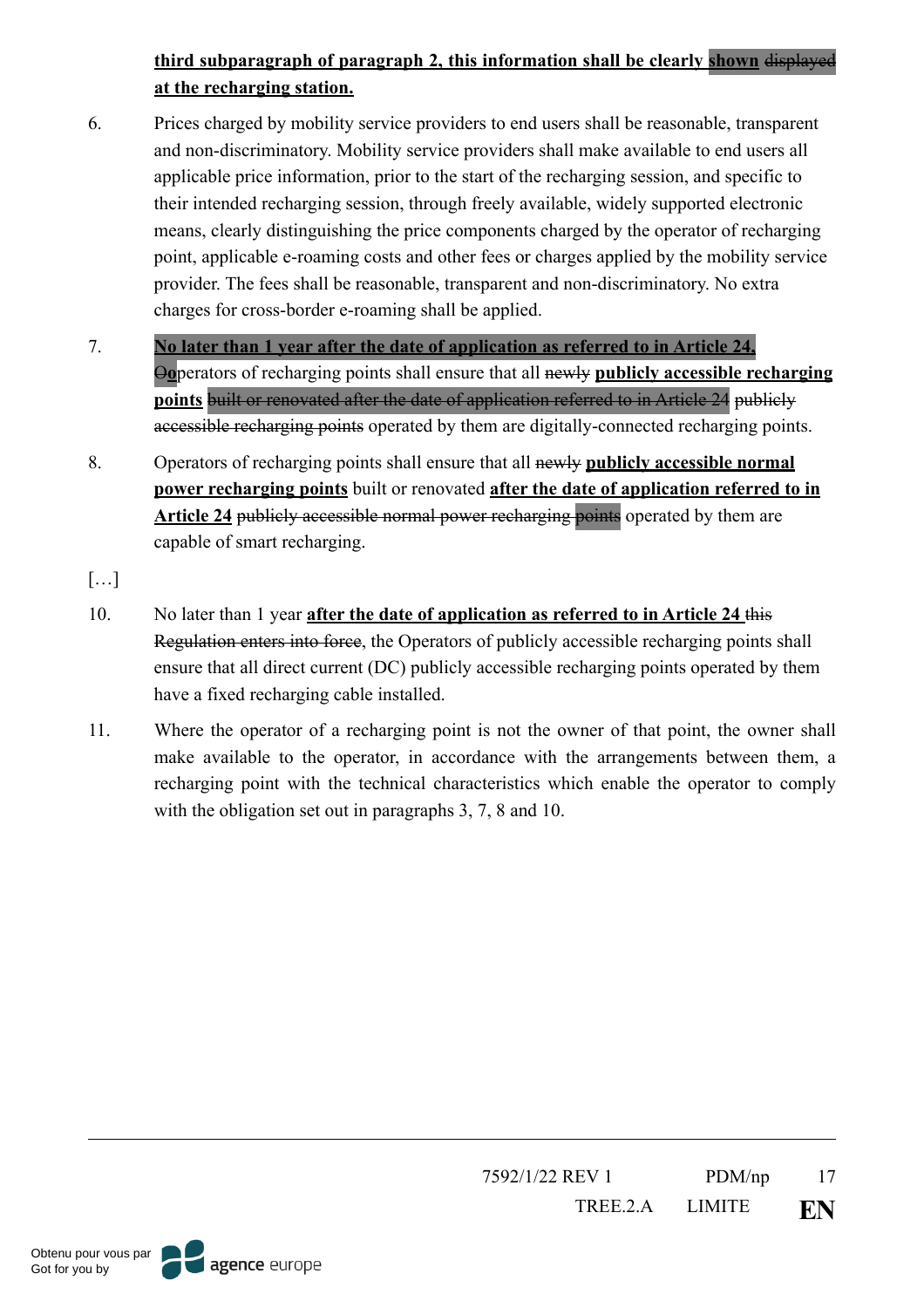**third subparagraph of paragraph 2, this information shall be clearly shown** ~~displayed~~ **at the recharging station.**

6. Prices charged by mobility service providers to end users shall be reasonable, transparent and non-discriminatory. Mobility service providers shall make available to end users all applicable price information, prior to the start of the recharging session, and specific to their intended recharging session, through freely available, widely supported electronic means, clearly distinguishing the price components charged by the operator of recharging point, applicable e-roaming costs and other fees or charges applied by the mobility service provider. The fees shall be reasonable, transparent and non-discriminatory. No extra charges for cross-border e-roaming shall be applied.

7. **No later than 1 year after the date of application as referred to in Article 24,** ~~O~~**o**perators of recharging points shall ensure that all ~~newly~~ **publicly accessible recharging points** ~~built or renovated after the date of application referred to in Article 24 publicly accessible recharging points~~ operated by them are digitally-connected recharging points.

8. Operators of recharging points shall ensure that all ~~newly~~ **publicly accessible normal power recharging points** built or renovated **after the date of application referred to in Article 24** ~~publicly accessible normal power recharging points~~ operated by them are capable of smart recharging.

[…]

10. No later than 1 year **after the date of application as referred to in Article 24** ~~this Regulation enters into force~~, the Operators of publicly accessible recharging points shall ensure that all direct current (DC) publicly accessible recharging points operated by them have a fixed recharging cable installed.

11. Where the operator of a recharging point is not the owner of that point, the owner shall make available to the operator, in accordance with the arrangements between them, a recharging point with the technical characteristics which enable the operator to comply with the obligation set out in paragraphs 3, 7, 8 and 10.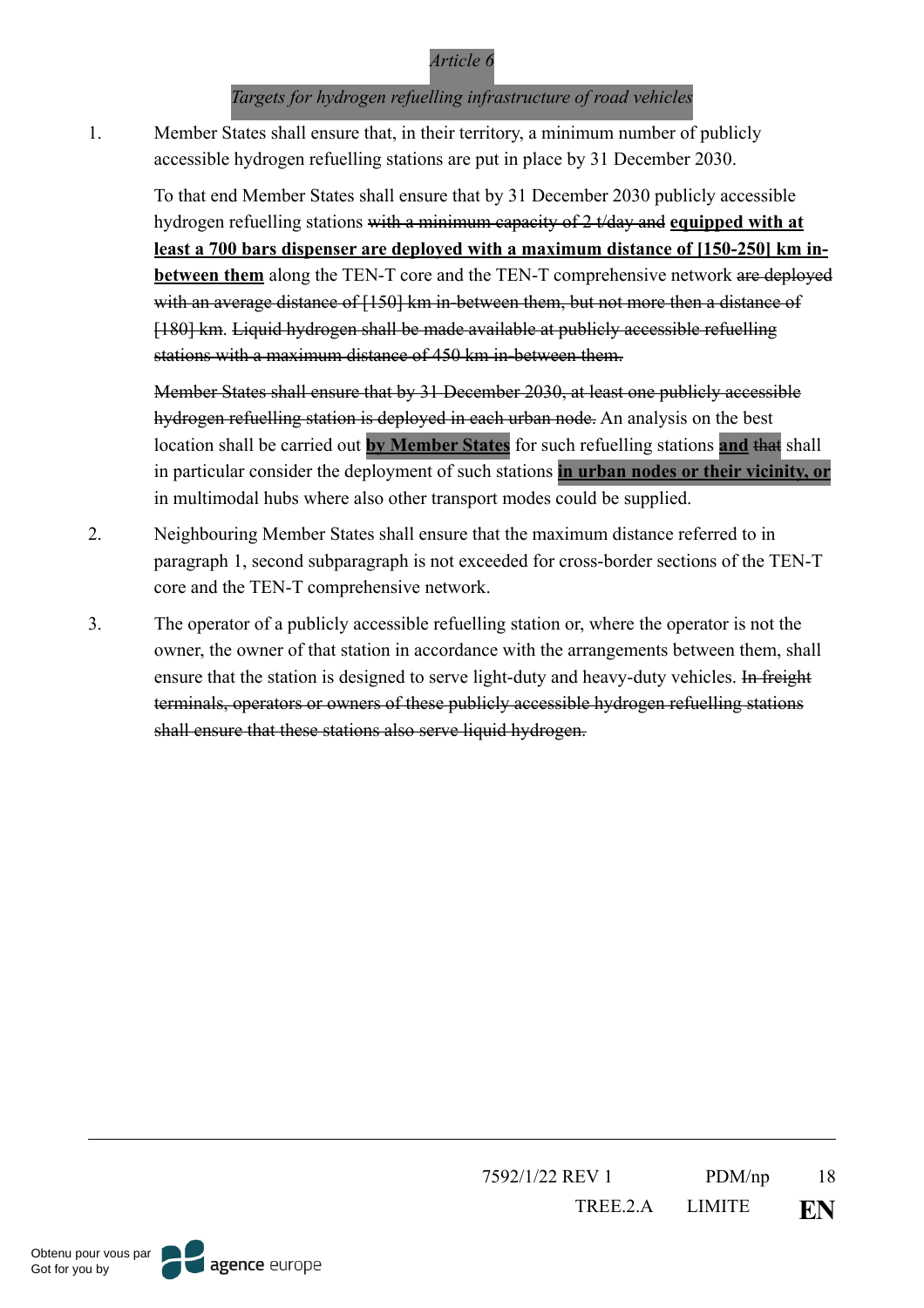*Article 6*

*Targets for hydrogen refuelling infrastructure of road vehicles*

1. Member States shall ensure that, in their territory, a minimum number of publicly accessible hydrogen refuelling stations are put in place by 31 December 2030.

   To that end Member States shall ensure that by 31 December 2030 publicly accessible hydrogen refuelling stations ~~with a minimum capacity of 2 t/day and~~ **equipped with at least a 700 bars dispenser are deployed with a maximum distance of [150-250] km in-between them** along the TEN-T core and the TEN-T comprehensive network ~~are deployed with an average distance of [150] km in-between them, but not more then a distance of [180] km~~. ~~Liquid hydrogen shall be made available at publicly accessible refuelling stations with a maximum distance of 450 km in-between them.~~

   ~~Member States shall ensure that by 31 December 2030, at least one publicly accessible hydrogen refuelling station is deployed in each urban node.~~ An analysis on the best location shall be carried out **by Member States** for such refuelling stations **and** ~~that~~ shall in particular consider the deployment of such stations **in urban nodes or their vicinity, or** in multimodal hubs where also other transport modes could be supplied.

2. Neighbouring Member States shall ensure that the maximum distance referred to in paragraph 1, second subparagraph is not exceeded for cross-border sections of the TEN-T core and the TEN-T comprehensive network.

3. The operator of a publicly accessible refuelling station or, where the operator is not the owner, the owner of that station in accordance with the arrangements between them, shall ensure that the station is designed to serve light-duty and heavy-duty vehicles. ~~In freight terminals, operators or owners of these publicly accessible hydrogen refuelling stations shall ensure that these stations also serve liquid hydrogen.~~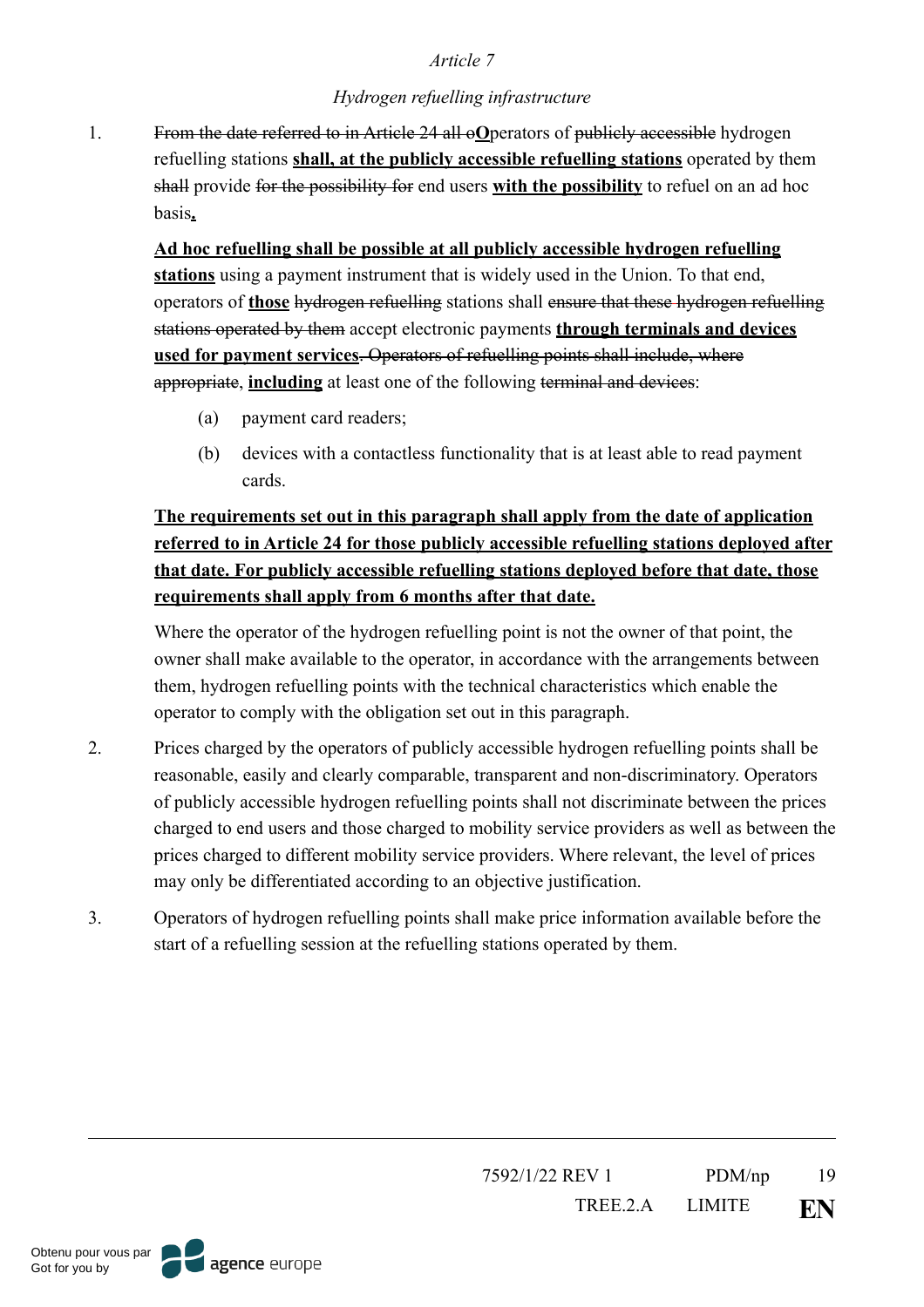*Article 7*

*Hydrogen refuelling infrastructure*

1. ~~From the date referred to in Article 24 all o~~**O**perators of ~~publicly accessible~~ hydrogen refuelling stations **shall, at the publicly accessible refuelling stations** operated by them ~~shall~~ provide ~~for the possibility for~~ end users **with the possibility** to refuel on an ad hoc basis**.**

   **Ad hoc refuelling shall be possible at all publicly accessible hydrogen refuelling stations** using a payment instrument that is widely used in the Union. To that end, operators of **those** ~~hydrogen refuelling~~ stations shall ~~ensure that these hydrogen refuelling stations operated by them~~ accept electronic payments **through terminals and devices used for payment services**~~. Operators of refuelling points shall include, where appropriate~~, **including** at least one of the following ~~terminal and devices~~:

   (a) payment card readers;

   (b) devices with a contactless functionality that is at least able to read payment cards.

   **The requirements set out in this paragraph shall apply from the date of application referred to in Article 24 for those publicly accessible refuelling stations deployed after that date. For publicly accessible refuelling stations deployed before that date, those requirements shall apply from 6 months after that date.**

   Where the operator of the hydrogen refuelling point is not the owner of that point, the owner shall make available to the operator, in accordance with the arrangements between them, hydrogen refuelling points with the technical characteristics which enable the operator to comply with the obligation set out in this paragraph.

2. Prices charged by the operators of publicly accessible hydrogen refuelling points shall be reasonable, easily and clearly comparable, transparent and non-discriminatory. Operators of publicly accessible hydrogen refuelling points shall not discriminate between the prices charged to end users and those charged to mobility service providers as well as between the prices charged to different mobility service providers. Where relevant, the level of prices may only be differentiated according to an objective justification.

3. Operators of hydrogen refuelling points shall make price information available before the start of a refuelling session at the refuelling stations operated by them.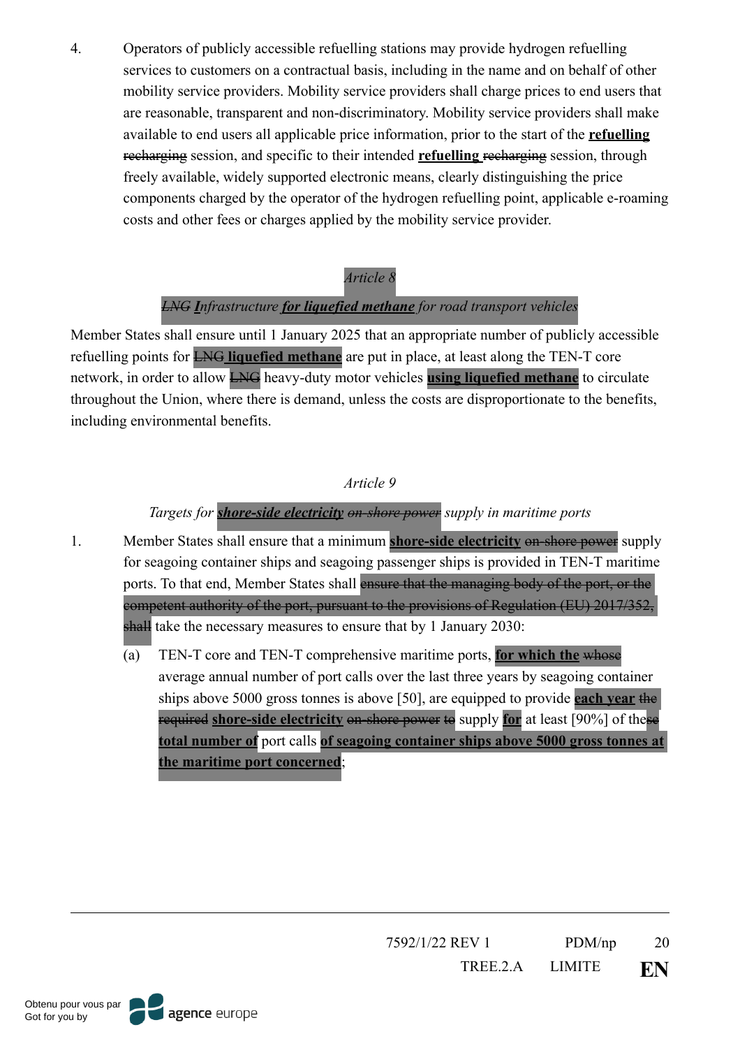4. Operators of publicly accessible refuelling stations may provide hydrogen refuelling services to customers on a contractual basis, including in the name and on behalf of other mobility service providers. Mobility service providers shall charge prices to end users that are reasonable, transparent and non-discriminatory. Mobility service providers shall make available to end users all applicable price information, prior to the start of the **refuelling** ~~recharging~~ session, and specific to their intended **refuelling** ~~recharging~~ session, through freely available, widely supported electronic means, clearly distinguishing the price components charged by the operator of the hydrogen refuelling point, applicable e-roaming costs and other fees or charges applied by the mobility service provider.

*Article 8*

*~~LNG~~ **I**nfrastructure **for liquefied methane** for road transport vehicles*

Member States shall ensure until 1 January 2025 that an appropriate number of publicly accessible refuelling points for ~~LNG~~ **liquefied methane** are put in place, at least along the TEN-T core network, in order to allow ~~LNG~~ heavy-duty motor vehicles **using liquefied methane** to circulate throughout the Union, where there is demand, unless the costs are disproportionate to the benefits, including environmental benefits.

*Article 9*

*Targets for **shore-side electricity** ~~on-shore power~~ supply in maritime ports*

1. Member States shall ensure that a minimum **shore-side electricity** ~~on-shore power~~ supply for seagoing container ships and seagoing passenger ships is provided in TEN-T maritime ports. To that end, Member States shall ~~ensure that the managing body of the port, or the competent authority of the port, pursuant to the provisions of Regulation (EU) 2017/352, shall~~ take the necessary measures to ensure that by 1 January 2030:

   (a) TEN-T core and TEN-T comprehensive maritime ports, **for which the** ~~whose~~ average annual number of port calls over the last three years by seagoing container ships above 5000 gross tonnes is above [50], are equipped to provide **each year** ~~the required~~ **shore-side electricity** ~~on-shore power to~~ supply **for** at least [90%] of the~~se~~ **total number of** port calls **of seagoing container ships above 5000 gross tonnes at the maritime port concerned**;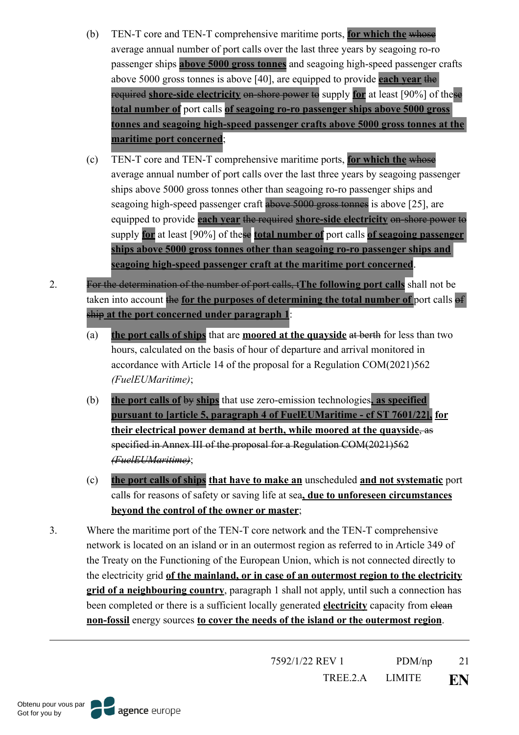(b) TEN-T core and TEN-T comprehensive maritime ports, **for which the** ~~whose~~ average annual number of port calls over the last three years by seagoing ro-ro passenger ships **above 5000 gross tonnes** and seagoing high-speed passenger crafts above 5000 gross tonnes is above [40], are equipped to provide **each year** ~~the required~~ **shore-side electricity** ~~on-shore power to~~ supply **for** at least [90%] of the~~se~~ **total number of** port calls **of seagoing ro-ro passenger ships above 5000 gross tonnes and seagoing high-speed passenger crafts above 5000 gross tonnes at the maritime port concerned**;

(c) TEN-T core and TEN-T comprehensive maritime ports, **for which the** ~~whose~~ average annual number of port calls over the last three years by seagoing passenger ships above 5000 gross tonnes other than seagoing ro-ro passenger ships and seagoing high-speed passenger craft ~~above 5000 gross tonnes~~ is above [25], are equipped to provide **each year** ~~the required~~ **shore-side electricity** ~~on-shore power to~~ supply **for** at least [90%] of the~~se~~ **total number of** port calls **of seagoing passenger ships above 5000 gross tonnes other than seagoing ro-ro passenger ships and seagoing high-speed passenger craft at the maritime port concerned**.

2. ~~For the determination of the number of port calls, t~~**The following port calls** shall not be taken into account ~~the~~ **for the purposes of determining the total number of** port calls ~~of ship~~ **at the port concerned under paragraph 1**:

(a) **the port calls of ships** that are **moored at the quayside** ~~at berth~~ for less than two hours, calculated on the basis of hour of departure and arrival monitored in accordance with Article 14 of the proposal for a Regulation COM(2021)562 *(FuelEUMaritime)*;

(b) **the port calls of** ~~by~~ **ships** that use zero-emission technologies**, as specified pursuant to [article 5, paragraph 4 of FuelEUMaritime - cf ST 7601/22], for their electrical power demand at berth, while moored at the quayside**~~, as specified in Annex III of the proposal for a Regulation COM(2021)562~~ ~~*(FuelEUMaritime)*~~;

(c) **the port calls of ships** **that have to make an** unscheduled **and not systematic** port call~~s~~ for reasons of safety or saving life at sea**, due to unforeseen circumstances beyond the control of the owner or master**;

3. Where the maritime port of the TEN-T core network and the TEN-T comprehensive network is located on an island or in an outermost region as referred to in Article 349 of the Treaty on the Functioning of the European Union, which is not connected directly to the electricity grid **of the mainland, or in case of an outermost region to the electricity grid of a neighbouring country**, paragraph 1 shall not apply, until such a connection has been completed or there is a sufficient locally generated **electricity** capacity from ~~clean~~ **non-fossil** energy sources **to cover the needs of the island or the outermost region**.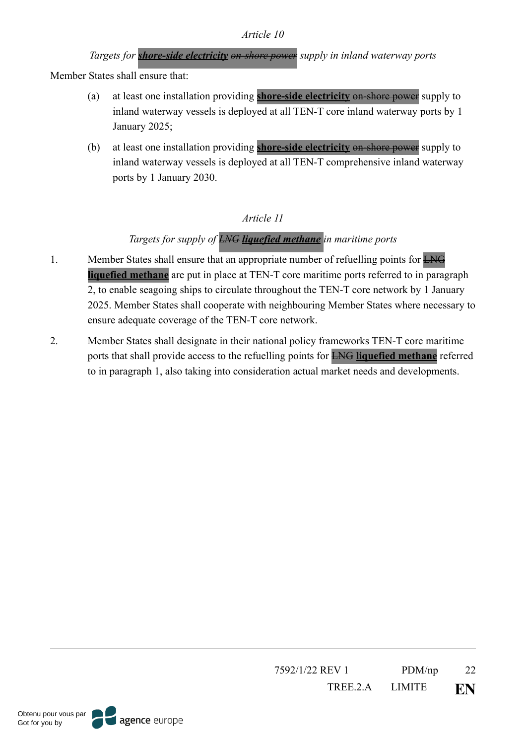*Article 10*

*Targets for **shore-side electricity** ~~on-shore power~~ supply in inland waterway ports*

Member States shall ensure that:

(a) at least one installation providing **shore-side electricity** ~~on-shore power~~ supply to inland waterway vessels is deployed at all TEN-T core inland waterway ports by 1 January 2025;

(b) at least one installation providing **shore-side electricity** ~~on-shore power~~ supply to inland waterway vessels is deployed at all TEN-T comprehensive inland waterway ports by 1 January 2030.

*Article 11*

*Targets for supply of ~~LNG~~ **liquefied methane** in maritime ports*

1. Member States shall ensure that an appropriate number of refuelling points for ~~LNG~~ **liquefied methane** are put in place at TEN-T core maritime ports referred to in paragraph 2, to enable seagoing ships to circulate throughout the TEN-T core network by 1 January 2025. Member States shall cooperate with neighbouring Member States where necessary to ensure adequate coverage of the TEN-T core network.

2. Member States shall designate in their national policy frameworks TEN-T core maritime ports that shall provide access to the refuelling points for ~~LNG~~ **liquefied methane** referred to in paragraph 1, also taking into consideration actual market needs and developments.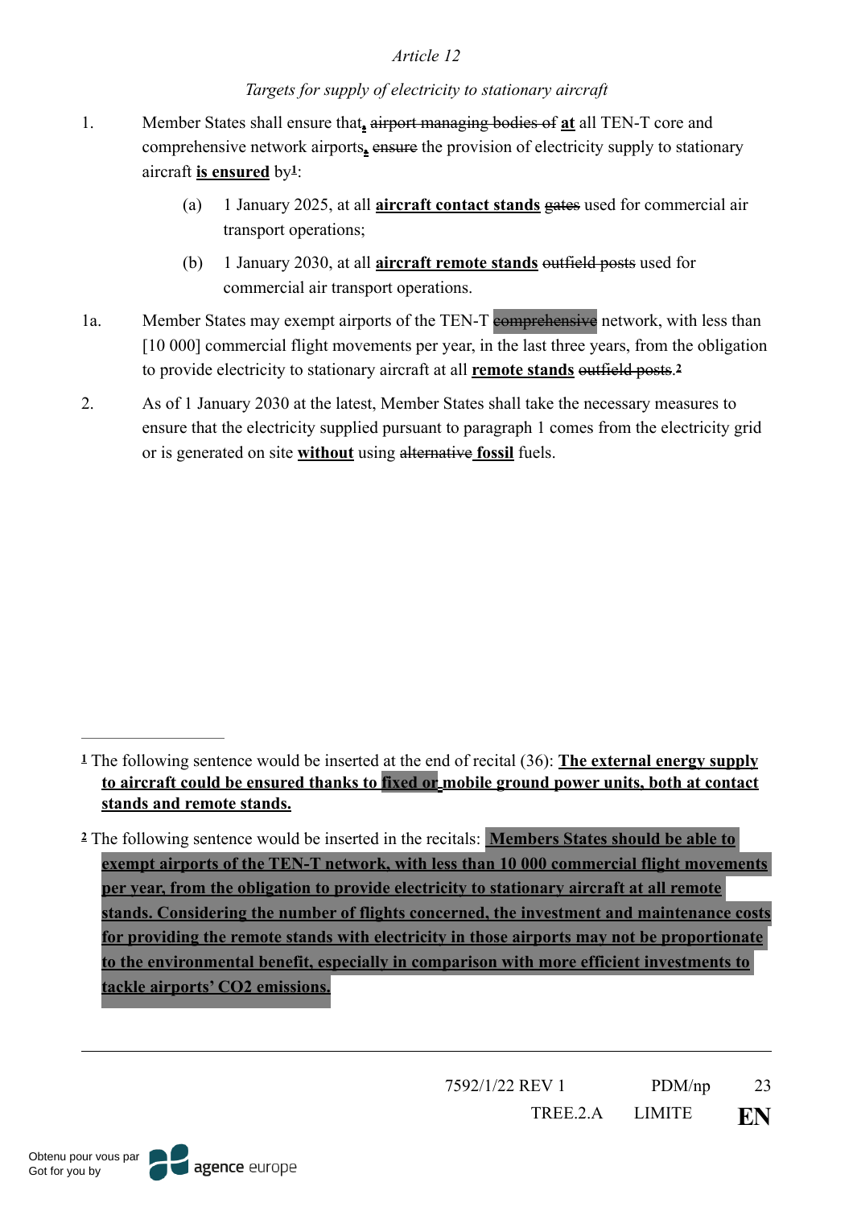*Article 12*

*Targets for supply of electricity to stationary aircraft*

1. Member States shall ensure that**,** ~~airport managing bodies of~~ **at** all TEN-T core and comprehensive network airports**,** ~~ensure~~ the provision of electricity supply to stationary aircraft **is ensured** by[1]:

   (a) 1 January 2025, at all **aircraft contact stands** ~~gates~~ used for commercial air transport operations;

   (b) 1 January 2030, at all **aircraft remote stands** ~~outfield posts~~ used for commercial air transport operations.

1a. Member States may exempt airports of the TEN-T ~~comprehensive~~ network, with less than [10 000] commercial flight movements per year, in the last three years, from the obligation to provide electricity to stationary aircraft at all **remote stands** ~~outfield posts~~.[2]

2. As of 1 January 2030 at the latest, Member States shall take the necessary measures to ensure that the electricity supplied pursuant to paragraph 1 comes from the electricity grid or is generated on site **without** using ~~alternative~~ **fossil** fuels.

---

[1] The following sentence would be inserted at the end of recital (36): **The external energy supply to aircraft could be ensured thanks to fixed or mobile ground power units, both at contact stands and remote stands.**

[2] The following sentence would be inserted in the recitals: **Members States should be able to exempt airports of the TEN-T network, with less than 10 000 commercial flight movements per year, from the obligation to provide electricity to stationary aircraft at all remote stands. Considering the number of flights concerned, the investment and maintenance costs for providing the remote stands with electricity in those airports may not be proportionate to the environmental benefit, especially in comparison with more efficient investments to tackle airports' $CO_2$ emissions.**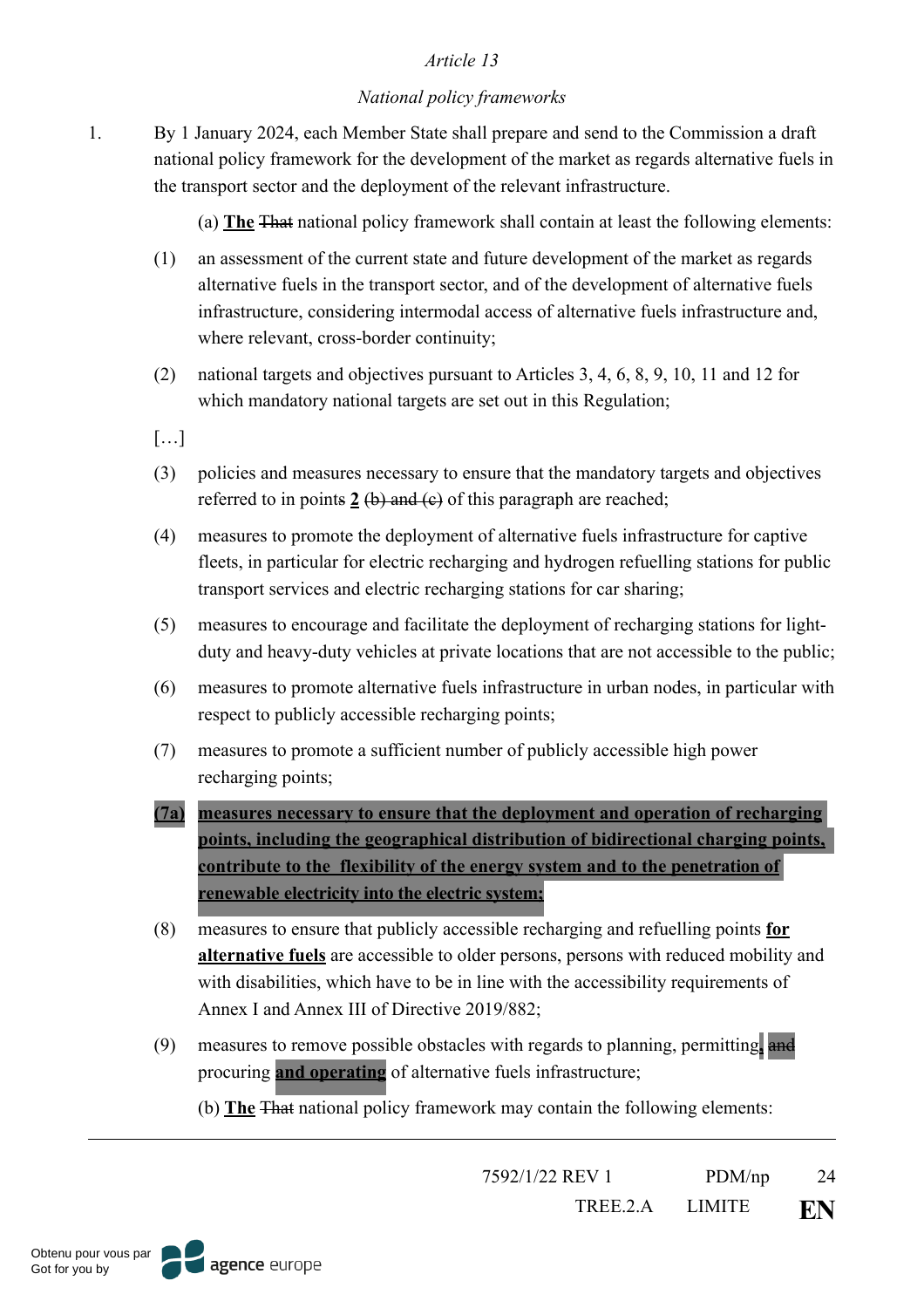*Article 13*

*National policy frameworks*

1. By 1 January 2024, each Member State shall prepare and send to the Commission a draft national policy framework for the development of the market as regards alternative fuels in the transport sector and the deployment of the relevant infrastructure.

   (a) **The** ~~That~~ national policy framework shall contain at least the following elements:

   (1) an assessment of the current state and future development of the market as regards alternative fuels in the transport sector, and of the development of alternative fuels infrastructure, considering intermodal access of alternative fuels infrastructure and, where relevant, cross-border continuity;

   (2) national targets and objectives pursuant to Articles 3, 4, 6, 8, 9, 10, 11 and 12 for which mandatory national targets are set out in this Regulation;

   […]

   (3) policies and measures necessary to ensure that the mandatory targets and objectives referred to in point~~s~~ **2** ~~(b) and (c)~~ of this paragraph are reached;

   (4) measures to promote the deployment of alternative fuels infrastructure for captive fleets, in particular for electric recharging and hydrogen refuelling stations for public transport services and electric recharging stations for car sharing;

   (5) measures to encourage and facilitate the deployment of recharging stations for light-duty and heavy-duty vehicles at private locations that are not accessible to the public;

   (6) measures to promote alternative fuels infrastructure in urban nodes, in particular with respect to publicly accessible recharging points;

   (7) measures to promote a sufficient number of publicly accessible high power recharging points;

   **(7a) measures necessary to ensure that the deployment and operation of recharging points, including the geographical distribution of bidirectional charging points, contribute to the flexibility of the energy system and to the penetration of renewable electricity into the electric system;**

   (8) measures to ensure that publicly accessible recharging and refuelling points **for alternative fuels** are accessible to older persons, persons with reduced mobility and with disabilities, which have to be in line with the accessibility requirements of Annex I and Annex III of Directive 2019/882;

   (9) measures to remove possible obstacles with regards to planning, permitting**,** ~~and~~ procuring **and operating** of alternative fuels infrastructure;

   (b) **The** ~~That~~ national policy framework may contain the following elements: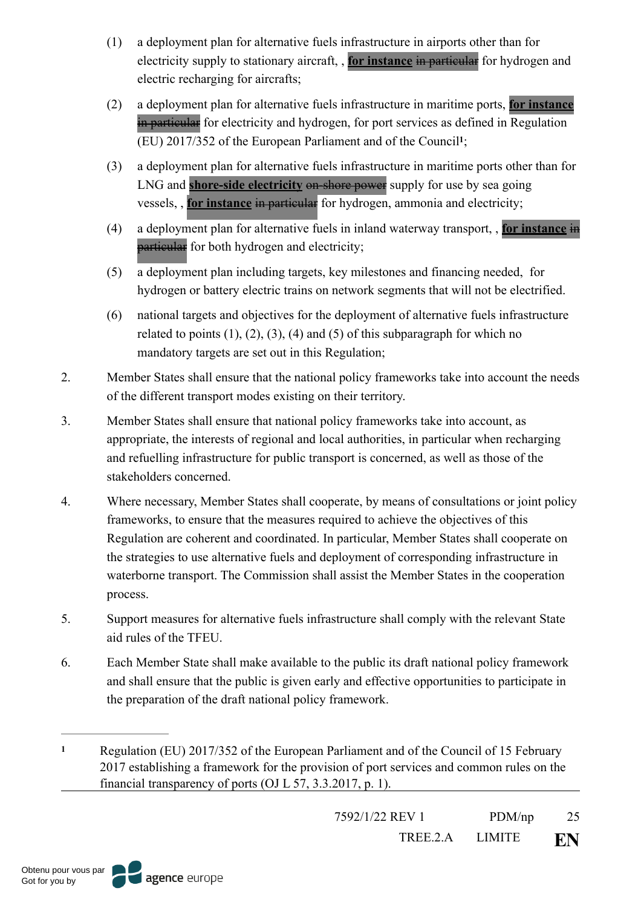(1) a deployment plan for alternative fuels infrastructure in airports other than for electricity supply to stationary aircraft, , **for instance** ~~in particular~~ for hydrogen and electric recharging for aircrafts;

(2) a deployment plan for alternative fuels infrastructure in maritime ports, **for instance** ~~in particular~~ for electricity and hydrogen, for port services as defined in Regulation (EU) 2017/352 of the European Parliament and of the Council[1];

(3) a deployment plan for alternative fuels infrastructure in maritime ports other than for LNG and **shore-side electricity** ~~on-shore power~~ supply for use by sea going vessels, , **for instance** ~~in particular~~ for hydrogen, ammonia and electricity;

(4) a deployment plan for alternative fuels in inland waterway transport, , **for instance** ~~in particular~~ for both hydrogen and electricity;

(5) a deployment plan including targets, key milestones and financing needed, for hydrogen or battery electric trains on network segments that will not be electrified.

(6) national targets and objectives for the deployment of alternative fuels infrastructure related to points (1), (2), (3), (4) and (5) of this subparagraph for which no mandatory targets are set out in this Regulation;

2. Member States shall ensure that the national policy frameworks take into account the needs of the different transport modes existing on their territory.

3. Member States shall ensure that national policy frameworks take into account, as appropriate, the interests of regional and local authorities, in particular when recharging and refuelling infrastructure for public transport is concerned, as well as those of the stakeholders concerned.

4. Where necessary, Member States shall cooperate, by means of consultations or joint policy frameworks, to ensure that the measures required to achieve the objectives of this Regulation are coherent and coordinated. In particular, Member States shall cooperate on the strategies to use alternative fuels and deployment of corresponding infrastructure in waterborne transport. The Commission shall assist the Member States in the cooperation process.

5. Support measures for alternative fuels infrastructure shall comply with the relevant State aid rules of the TFEU.

6. Each Member State shall make available to the public its draft national policy framework and shall ensure that the public is given early and effective opportunities to participate in the preparation of the draft national policy framework.

---

[1] Regulation (EU) 2017/352 of the European Parliament and of the Council of 15 February 2017 establishing a framework for the provision of port services and common rules on the financial transparency of ports (OJ L 57, 3.3.2017, p. 1).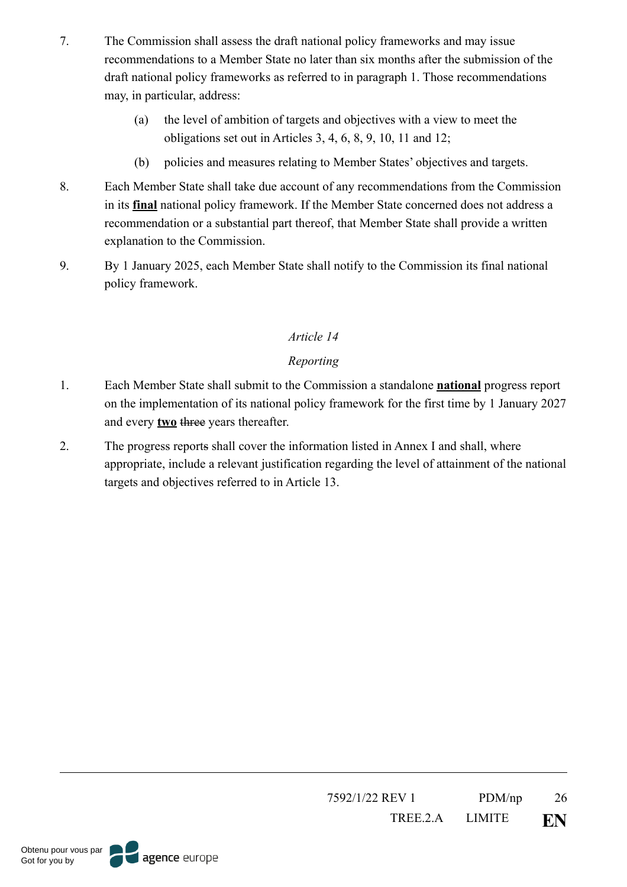7. The Commission shall assess the draft national policy frameworks and may issue recommendations to a Member State no later than six months after the submission of the draft national policy frameworks as referred to in paragraph 1. Those recommendations may, in particular, address:

   (a) the level of ambition of targets and objectives with a view to meet the obligations set out in Articles 3, 4, 6, 8, 9, 10, 11 and 12;

   (b) policies and measures relating to Member States' objectives and targets.

8. Each Member State shall take due account of any recommendations from the Commission in its **final** national policy framework. If the Member State concerned does not address a recommendation or a substantial part thereof, that Member State shall provide a written explanation to the Commission.

9. By 1 January 2025, each Member State shall notify to the Commission its final national policy framework.

*Article 14*

*Reporting*

1. Each Member State shall submit to the Commission a standalone **national** progress report on the implementation of its national policy framework for the first time by 1 January 2027 and every **two** ~~three~~ years thereafter.

2. The progress report~~s~~ shall cover the information listed in Annex I and shall, where appropriate, include a relevant justification regarding the level of attainment of the national targets and objectives referred to in Article 13.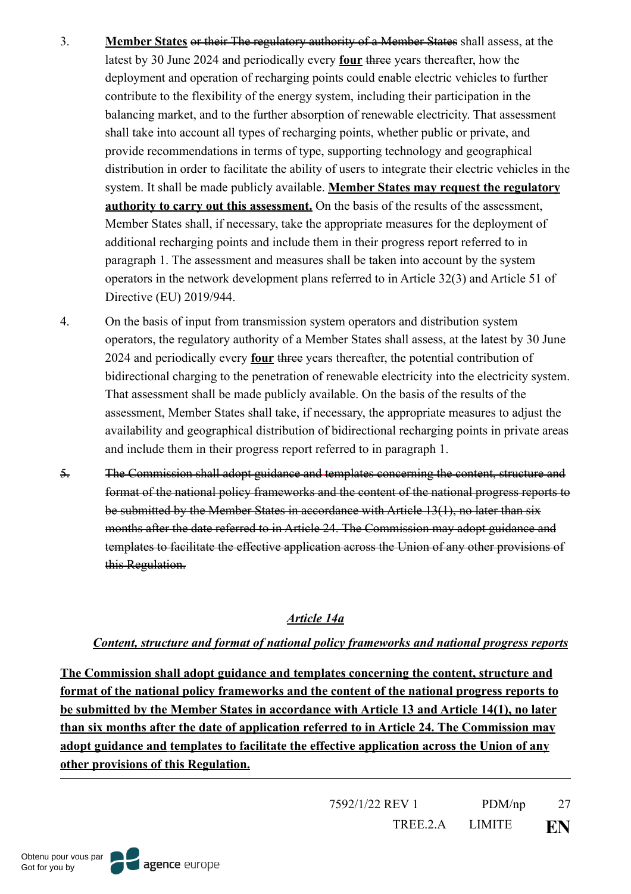3. **Member States** ~~or their The regulatory authority of a Member States~~ shall assess, at the latest by 30 June 2024 and periodically every **four** ~~three~~ years thereafter, how the deployment and operation of recharging points could enable electric vehicles to further contribute to the flexibility of the energy system, including their participation in the balancing market, and to the further absorption of renewable electricity. That assessment shall take into account all types of recharging points, whether public or private, and provide recommendations in terms of type, supporting technology and geographical distribution in order to facilitate the ability of users to integrate their electric vehicles in the system. It shall be made publicly available. **Member States may request the regulatory authority to carry out this assessment.** On the basis of the results of the assessment, Member States shall, if necessary, take the appropriate measures for the deployment of additional recharging points and include them in their progress report referred to in paragraph 1. The assessment and measures shall be taken into account by the system operators in the network development plans referred to in Article 32(3) and Article 51 of Directive (EU) 2019/944.

4. On the basis of input from transmission system operators and distribution system operators, the regulatory authority of a Member States shall assess, at the latest by 30 June 2024 and periodically every **four** ~~three~~ years thereafter, the potential contribution of bidirectional charging to the penetration of renewable electricity into the electricity system. That assessment shall be made publicly available. On the basis of the results of the assessment, Member States shall take, if necessary, the appropriate measures to adjust the availability and geographical distribution of bidirectional recharging points in private areas and include them in their progress report referred to in paragraph 1.

~~5. The Commission shall adopt guidance and templates concerning the content, structure and format of the national policy frameworks and the content of the national progress reports to be submitted by the Member States in accordance with Article 13(1), no later than six months after the date referred to in Article 24. The Commission may adopt guidance and templates to facilitate the effective application across the Union of any other provisions of this Regulation.~~

***Article 14a***

***Content, structure and format of national policy frameworks and national progress reports***

**The Commission shall adopt guidance and templates concerning the content, structure and format of the national policy frameworks and the content of the national progress reports to be submitted by the Member States in accordance with Article 13 and Article 14(1), no later than six months after the date of application referred to in Article 24. The Commission may adopt guidance and templates to facilitate the effective application across the Union of any other provisions of this Regulation.**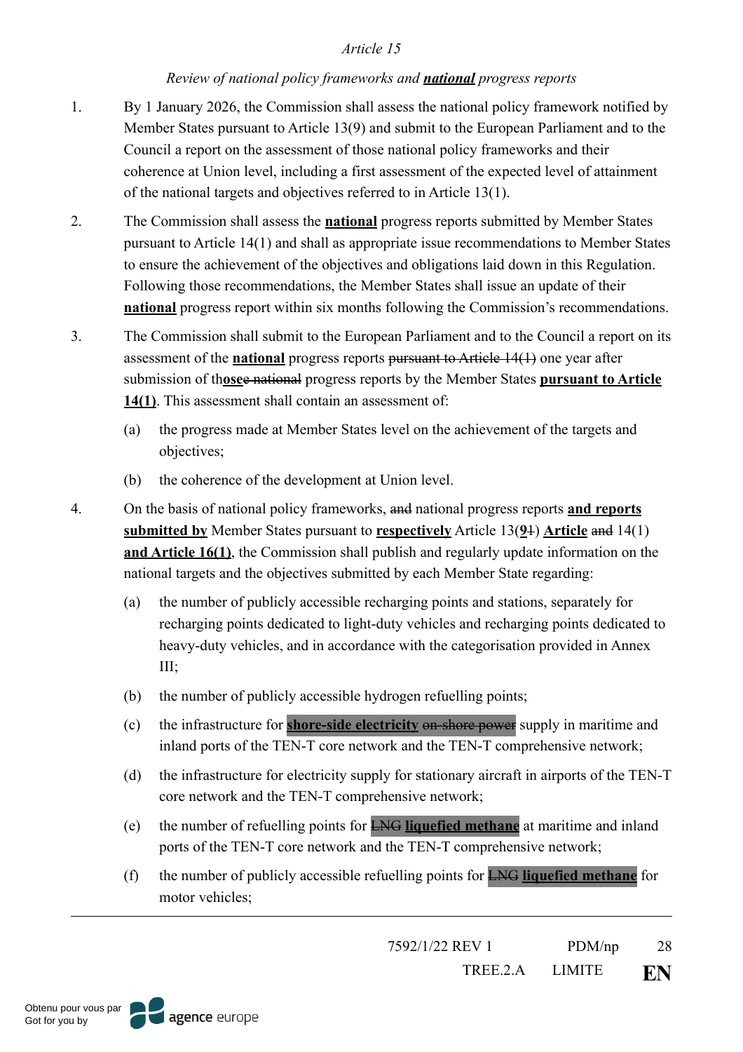*Article 15*

*Review of national policy frameworks and **national** progress reports*

1. By 1 January 2026, the Commission shall assess the national policy framework notified by Member States pursuant to Article 13(9) and submit to the European Parliament and to the Council a report on the assessment of those national policy frameworks and their coherence at Union level, including a first assessment of the expected level of attainment of the national targets and objectives referred to in Article 13(1).

2. The Commission shall assess the **national** progress reports submitted by Member States pursuant to Article 14(1) and shall as appropriate issue recommendations to Member States to ensure the achievement of the objectives and obligations laid down in this Regulation. Following those recommendations, the Member States shall issue an update of their **national** progress report within six months following the Commission's recommendations.

3. The Commission shall submit to the European Parliament and to the Council a report on its assessment of the **national** progress reports ~~pursuant to Article 14(1)~~ one year after submission of th**ose**~~e national~~ progress reports by the Member States **pursuant to Article 14(1)**. This assessment shall contain an assessment of:

   (a) the progress made at Member States level on the achievement of the targets and objectives;

   (b) the coherence of the development at Union level.

4. On the basis of national policy frameworks, ~~and~~ national progress reports **and reports submitted by** Member States pursuant to **respectively** Article 13(**9**~~1~~) **Article** ~~and~~ 14(1) **and Article 16(1)**, the Commission shall publish and regularly update information on the national targets and the objectives submitted by each Member State regarding:

   (a) the number of publicly accessible recharging points and stations, separately for recharging points dedicated to light-duty vehicles and recharging points dedicated to heavy-duty vehicles, and in accordance with the categorisation provided in Annex III;

   (b) the number of publicly accessible hydrogen refuelling points;

   (c) the infrastructure for **shore-side electricity** ~~on-shore power~~ supply in maritime and inland ports of the TEN-T core network and the TEN-T comprehensive network;

   (d) the infrastructure for electricity supply for stationary aircraft in airports of the TEN-T core network and the TEN-T comprehensive network;

   (e) the number of refuelling points for ~~LNG~~ **liquefied methane** at maritime and inland ports of the TEN-T core network and the TEN-T comprehensive network;

   (f) the number of publicly accessible refuelling points for ~~LNG~~ **liquefied methane** for motor vehicles;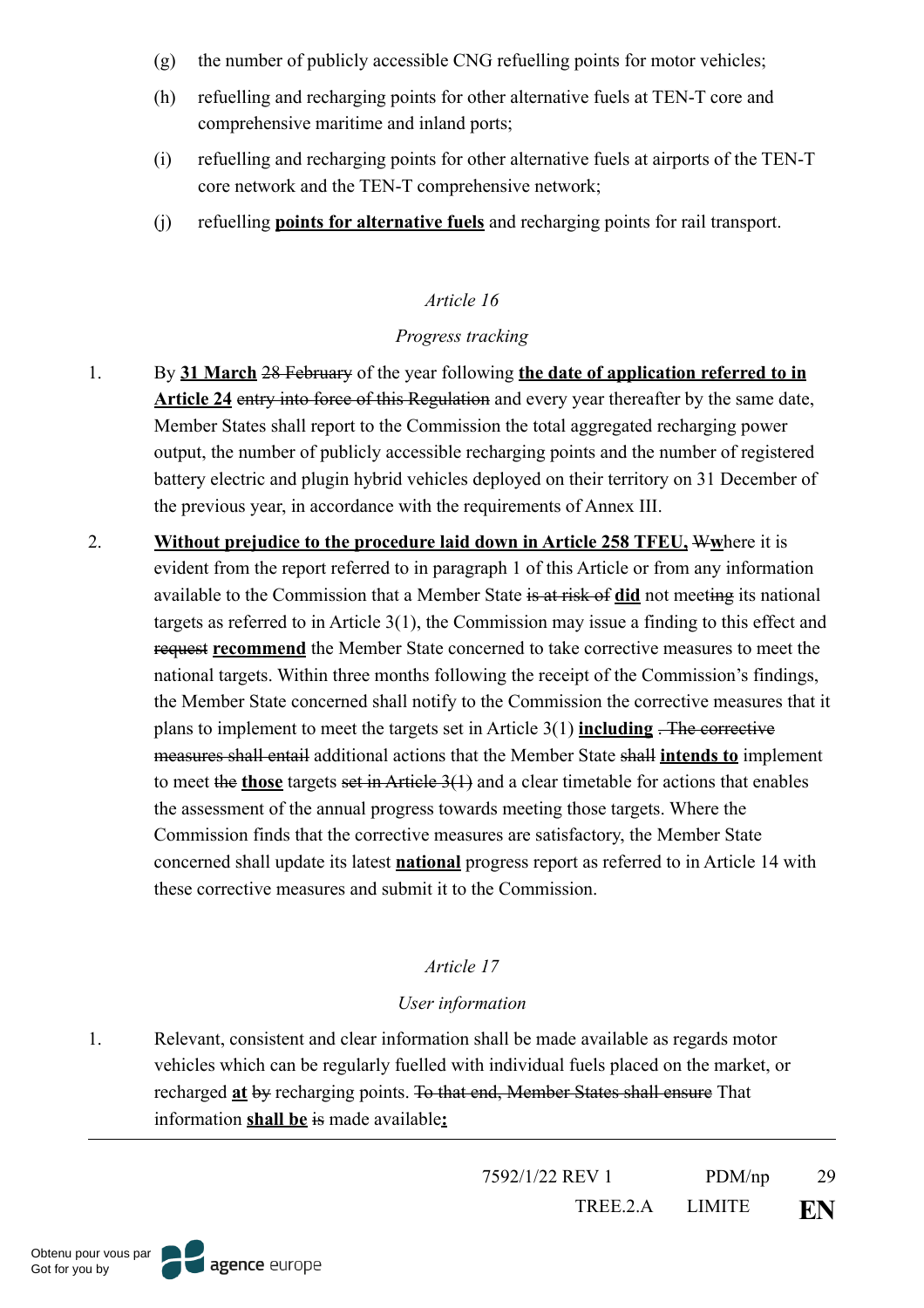(g) the number of publicly accessible CNG refuelling points for motor vehicles;

(h) refuelling and recharging points for other alternative fuels at TEN-T core and comprehensive maritime and inland ports;

(i) refuelling and recharging points for other alternative fuels at airports of the TEN-T core network and the TEN-T comprehensive network;

(j) refuelling **points for alternative fuels** and recharging points for rail transport.

*Article 16*

*Progress tracking*

1. By **31 March** ~~28 February~~ of the year following **the date of application referred to in Article 24** ~~entry into force of this Regulation~~ and every year thereafter by the same date, Member States shall report to the Commission the total aggregated recharging power output, the number of publicly accessible recharging points and the number of registered battery electric and plugin hybrid vehicles deployed on their territory on 31 December of the previous year, in accordance with the requirements of Annex III.

2. **Without prejudice to the procedure laid down in Article 258 TFEU,** ~~W~~**w**here it is evident from the report referred to in paragraph 1 of this Article or from any information available to the Commission that a Member State ~~is at risk of~~ **did** not meet~~ing~~ its national targets as referred to in Article 3(1), the Commission may issue a finding to this effect and ~~request~~ **recommend** the Member State concerned to take corrective measures to meet the national targets. Within three months following the receipt of the Commission's findings, the Member State concerned shall notify to the Commission the corrective measures that it plans to implement to meet the targets set in Article 3(1) **including** ~~. The corrective measures shall entail~~ additional actions that the Member State ~~shall~~ **intends to** implement to meet ~~the~~ **those** targets ~~set in Article 3(1)~~ and a clear timetable for actions that enables the assessment of the annual progress towards meeting those targets. Where the Commission finds that the corrective measures are satisfactory, the Member State concerned shall update its latest **national** progress report as referred to in Article 14 with these corrective measures and submit it to the Commission.

*Article 17*

*User information*

1. Relevant, consistent and clear information shall be made available as regards motor vehicles which can be regularly fuelled with individual fuels placed on the market, or recharged **at** ~~by~~ recharging points. ~~To that end, Member States shall ensure~~ That information **shall be** ~~is~~ made available**:**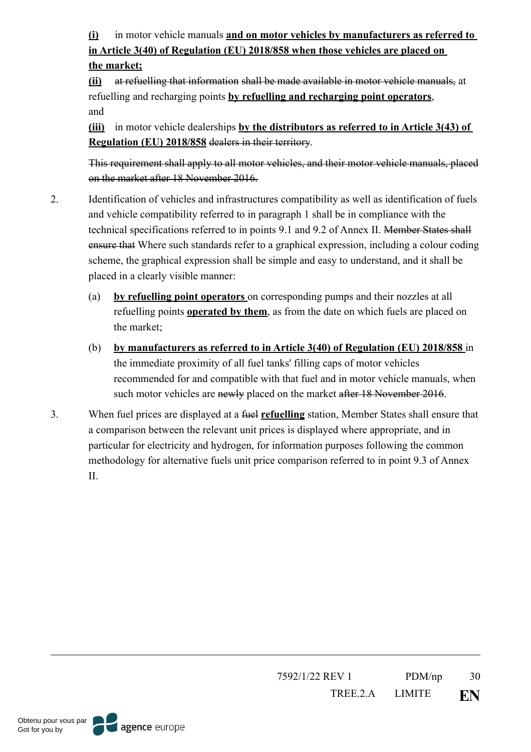**(i)** in motor vehicle manuals **and on motor vehicles by manufacturers as referred to in Article 3(40) of Regulation (EU) 2018/858 when those vehicles are placed on the market;**

**(ii)** ~~at refuelling that information shall be made available in motor vehicle manuals,~~ at refuelling and recharging points **by refuelling and recharging point operators**, and

**(iii)** in motor vehicle dealerships **by the distributors as referred to in Article 3(43) of Regulation (EU) 2018/858** ~~dealers in their territory~~.

~~This requirement shall apply to all motor vehicles, and their motor vehicle manuals, placed on the market after 18 November 2016.~~

2. Identification of vehicles and infrastructures compatibility as well as identification of fuels and vehicle compatibility referred to in paragraph 1 shall be in compliance with the technical specifications referred to in points 9.1 and 9.2 of Annex II. ~~Member States shall ensure that~~ Where such standards refer to a graphical expression, including a colour coding scheme, the graphical expression shall be simple and easy to understand, and it shall be placed in a clearly visible manner:

   (a) **by refuelling point operators** on corresponding pumps and their nozzles at all refuelling points **operated by them**, as from the date on which fuels are placed on the market;

   (b) **by manufacturers as referred to in Article 3(40) of Regulation (EU) 2018/858** in the immediate proximity of all fuel tanks' filling caps of motor vehicles recommended for and compatible with that fuel and in motor vehicle manuals, when such motor vehicles are ~~newly~~ placed on the market ~~after 18 November 2016~~.

3. When fuel prices are displayed at a ~~fuel~~ **refuelling** station, Member States shall ensure that a comparison between the relevant unit prices is displayed where appropriate, and in particular for electricity and hydrogen, for information purposes following the common methodology for alternative fuels unit price comparison referred to in point 9.3 of Annex II.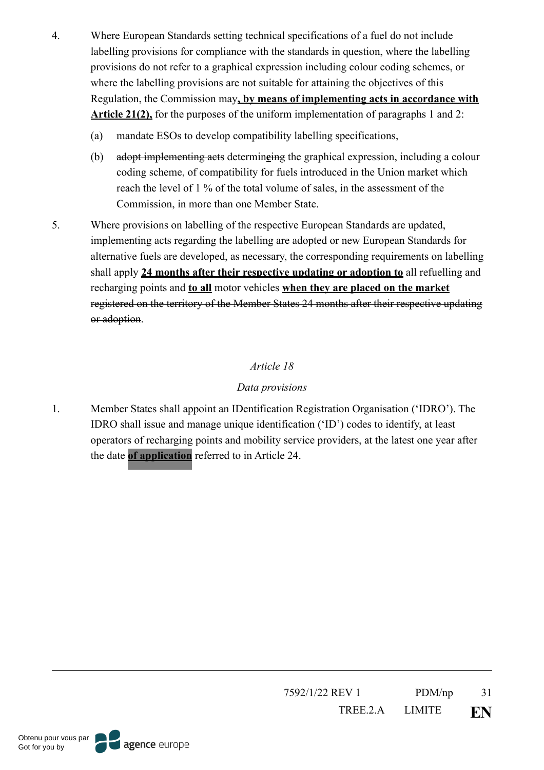4. Where European Standards setting technical specifications of a fuel do not include labelling provisions for compliance with the standards in question, where the labelling provisions do not refer to a graphical expression including colour coding schemes, or where the labelling provisions are not suitable for attaining the objectives of this Regulation, the Commission may**, by means of implementing acts in accordance with Article 21(2),** for the purposes of the uniform implementation of paragraphs 1 and 2:

   (a) mandate ESOs to develop compatibility labelling specifications,

   (b) ~~adopt implementing acts~~ determin**e**~~ing~~ the graphical expression, including a colour coding scheme, of compatibility for fuels introduced in the Union market which reach the level of 1 % of the total volume of sales, in the assessment of the Commission, in more than one Member State.

5. Where provisions on labelling of the respective European Standards are updated, implementing acts regarding the labelling are adopted or new European Standards for alternative fuels are developed, as necessary, the corresponding requirements on labelling shall apply **24 months after their respective updating or adoption to** all refuelling and recharging points and **to all** motor vehicles **when they are placed on the market** ~~registered on the territory of the Member States 24 months after their respective updating or adoption~~.

*Article 18*

*Data provisions*

1. Member States shall appoint an IDentification Registration Organisation ('IDRO'). The IDRO shall issue and manage unique identification ('ID') codes to identify, at least operators of recharging points and mobility service providers, at the latest one year after the date **of application** referred to in Article 24.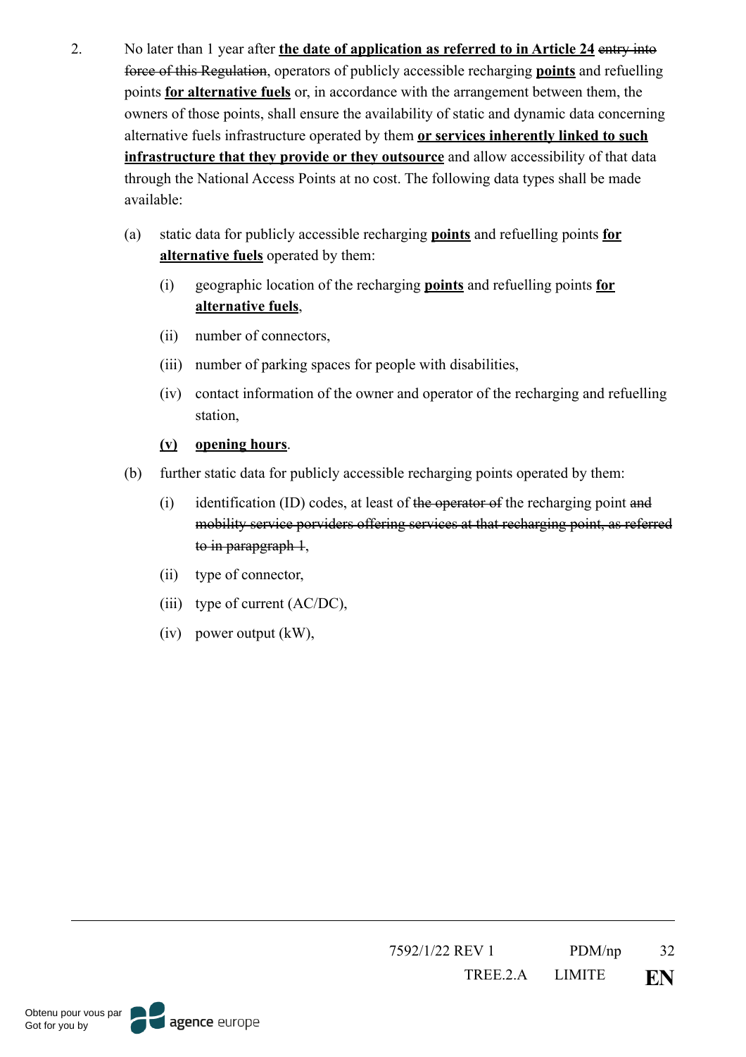2. No later than 1 year after **the date of application as referred to in Article 24** ~~entry into force of this Regulation~~, operators of publicly accessible recharging **points** and refuelling points **for alternative fuels** or, in accordance with the arrangement between them, the owners of those points, shall ensure the availability of static and dynamic data concerning alternative fuels infrastructure operated by them **or services inherently linked to such infrastructure that they provide or they outsource** and allow accessibility of that data through the National Access Points at no cost. The following data types shall be made available:

   (a) static data for publicly accessible recharging **points** and refuelling points **for alternative fuels** operated by them:

      (i) geographic location of the recharging **points** and refuelling points **for alternative fuels**,

      (ii) number of connectors,

      (iii) number of parking spaces for people with disabilities,

      (iv) contact information of the owner and operator of the recharging and refuelling station,

      **(v) opening hours**.

   (b) further static data for publicly accessible recharging points operated by them:

      (i) identification (ID) codes, at least of ~~the operator of~~ the recharging point ~~and mobility service porviders offering services at that recharging point, as referred to in parapgraph 1~~,

      (ii) type of connector,

      (iii) type of current (AC/DC),

      (iv) power output (kW),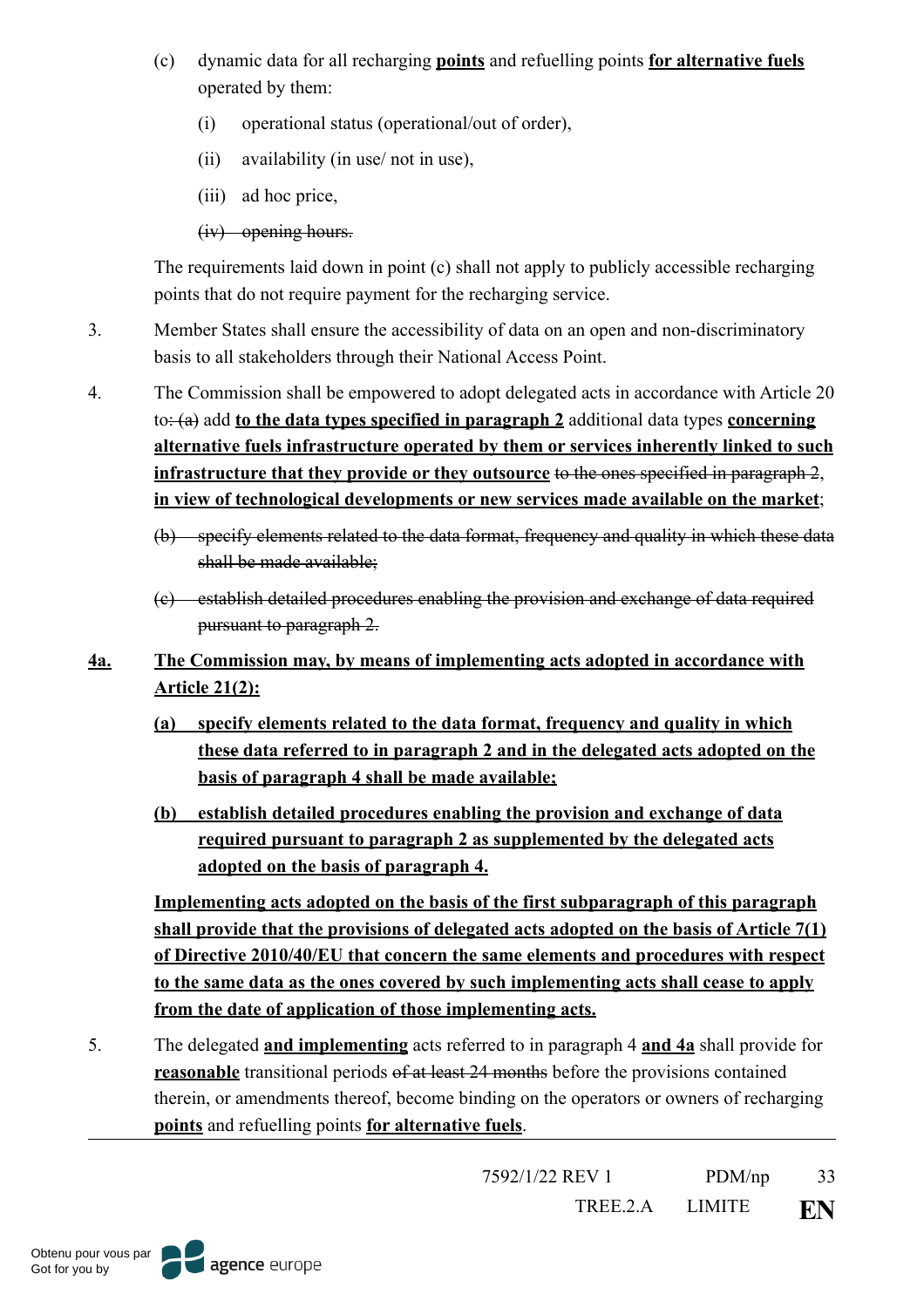(c) dynamic data for all recharging **points** and refuelling points **for alternative fuels** operated by them:

(i) operational status (operational/out of order),

(ii) availability (in use/ not in use),

(iii) ad hoc price,

~~(iv) opening hours.~~

The requirements laid down in point (c) shall not apply to publicly accessible recharging points that do not require payment for the recharging service.

3. Member States shall ensure the accessibility of data on an open and non-discriminatory basis to all stakeholders through their National Access Point.

4. The Commission shall be empowered to adopt delegated acts in accordance with Article 20 to~~: (a)~~ add **to the data types specified in paragraph 2** additional data types **concerning alternative fuels infrastructure operated by them or services inherently linked to such infrastructure that they provide or they outsource** ~~to the ones specified in paragraph 2~~, **in view of technological developments or new services made available on the market**;

~~(b) specify elements related to the data format, frequency and quality in which these data shall be made available;~~

~~(c) establish detailed procedures enabling the provision and exchange of data required pursuant to paragraph 2.~~

**4a. The Commission may, by means of implementing acts adopted in accordance with Article 21(2):**

**(a) specify elements related to the data format, frequency and quality in which the~~se~~ data referred to in paragraph 2 and in the delegated acts adopted on the basis of paragraph 4 shall be made available;**

**(b) establish detailed procedures enabling the provision and exchange of data required pursuant to paragraph 2 as supplemented by the delegated acts adopted on the basis of paragraph 4.**

**Implementing acts adopted on the basis of the first subparagraph of this paragraph shall provide that the provisions of delegated acts adopted on the basis of Article 7(1) of Directive 2010/40/EU that concern the same elements and procedures with respect to the same data as the ones covered by such implementing acts shall cease to apply from the date of application of those implementing acts.**

5. The delegated **and implementing** acts referred to in paragraph 4 **and 4a** shall provide for **reasonable** transitional periods ~~of at least 24 months~~ before the provisions contained therein, or amendments thereof, become binding on the operators or owners of recharging **points** and refuelling points **for alternative fuels**.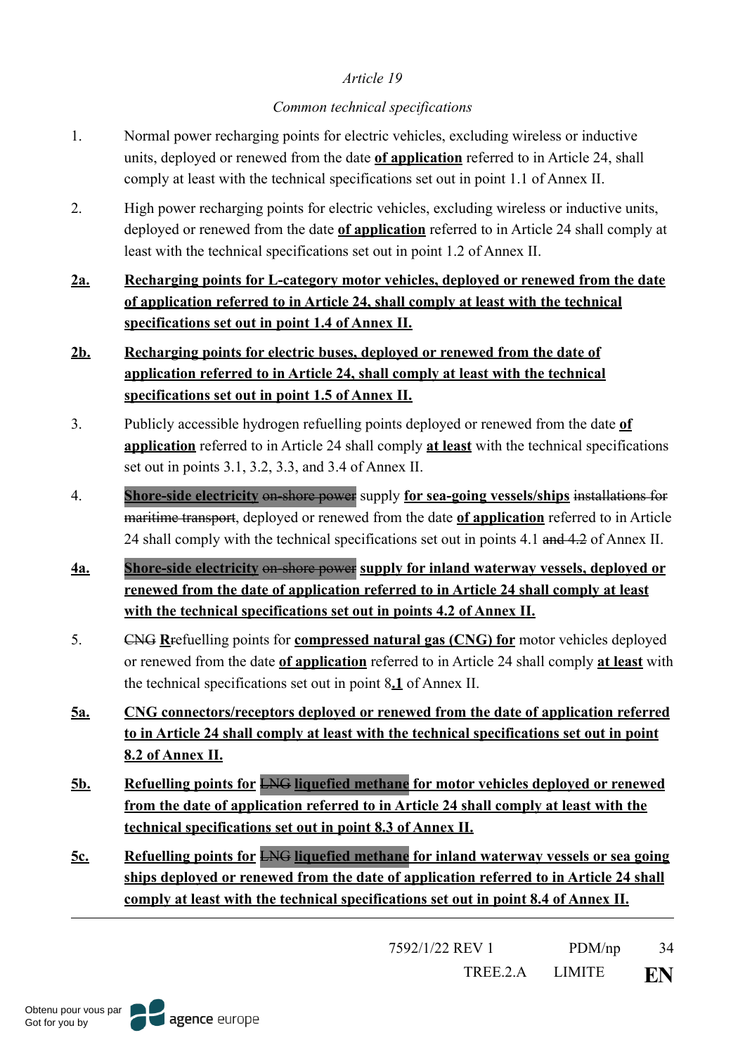*Article 19*

*Common technical specifications*

1. Normal power recharging points for electric vehicles, excluding wireless or inductive units, deployed or renewed from the date **of application** referred to in Article 24, shall comply at least with the technical specifications set out in point 1.1 of Annex II.

2. High power recharging points for electric vehicles, excluding wireless or inductive units, deployed or renewed from the date **of application** referred to in Article 24 shall comply at least with the technical specifications set out in point 1.2 of Annex II.

**2a. Recharging points for L-category motor vehicles, deployed or renewed from the date of application referred to in Article 24, shall comply at least with the technical specifications set out in point 1.4 of Annex II.**

**2b. Recharging points for electric buses, deployed or renewed from the date of application referred to in Article 24, shall comply at least with the technical specifications set out in point 1.5 of Annex II.**

3. Publicly accessible hydrogen refuelling points deployed or renewed from the date **of application** referred to in Article 24 shall comply **at least** with the technical specifications set out in points 3.1, 3.2, 3.3, and 3.4 of Annex II.

4. **Shore-side electricity** ~~on-shore power~~ supply **for sea-going vessels/ships** ~~installations for maritime transport~~, deployed or renewed from the date **of application** referred to in Article 24 shall comply with the technical specifications set out in points 4.1 ~~and 4.2~~ of Annex II.

**4a. Shore-side electricity** ~~on-shore power~~ **supply for inland waterway vessels, deployed or renewed from the date of application referred to in Article 24 shall comply at least with the technical specifications set out in points 4.2 of Annex II.**

5. ~~CNG~~ **R**~~r~~efuelling points for **compressed natural gas (CNG) for** motor vehicles deployed or renewed from the date **of application** referred to in Article 24 shall comply **at least** with the technical specifications set out in point 8**.1** of Annex II.

**5a. CNG connectors/receptors deployed or renewed from the date of application referred to in Article 24 shall comply at least with the technical specifications set out in point 8.2 of Annex II.**

**5b. Refuelling points for** ~~LNG~~ **liquefied methane for motor vehicles deployed or renewed from the date of application referred to in Article 24 shall comply at least with the technical specifications set out in point 8.3 of Annex II.**

**5c. Refuelling points for** ~~LNG~~ **liquefied methane for inland waterway vessels or sea going ships deployed or renewed from the date of application referred to in Article 24 shall comply at least with the technical specifications set out in point 8.4 of Annex II.**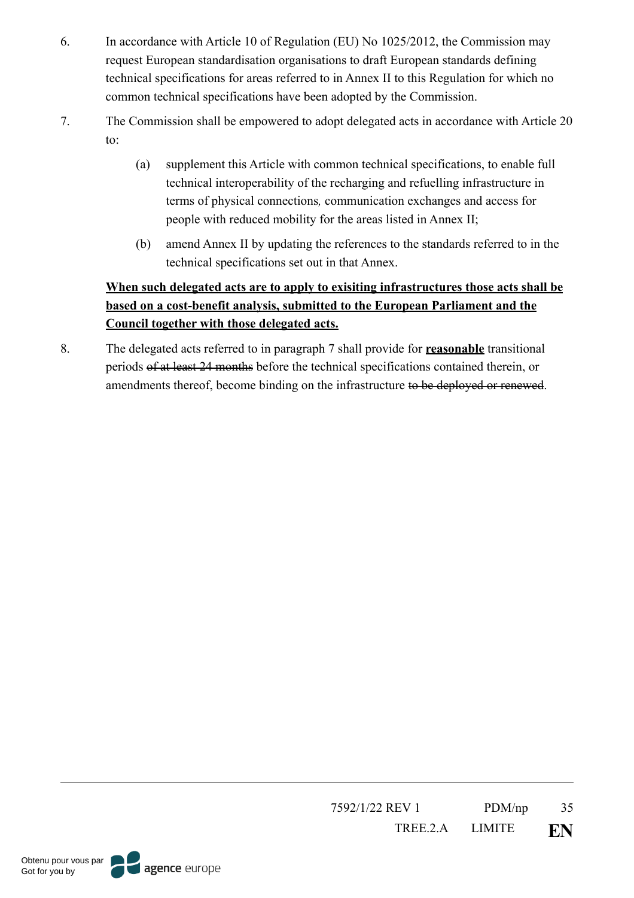6. In accordance with Article 10 of Regulation (EU) No 1025/2012, the Commission may request European standardisation organisations to draft European standards defining technical specifications for areas referred to in Annex II to this Regulation for which no common technical specifications have been adopted by the Commission.

7. The Commission shall be empowered to adopt delegated acts in accordance with Article 20 to:

   (a) supplement this Article with common technical specifications, to enable full technical interoperability of the recharging and refuelling infrastructure in terms of physical connections, communication exchanges and access for people with reduced mobility for the areas listed in Annex II;

   (b) amend Annex II by updating the references to the standards referred to in the technical specifications set out in that Annex.

   <u>**When such delegated acts are to apply to exisiting infrastructures those acts shall be based on a cost-benefit analysis, submitted to the European Parliament and the Council together with those delegated acts.**</u>

8. The delegated acts referred to in paragraph 7 shall provide for <u>**reasonable**</u> transitional periods ~~of at least 24 months~~ before the technical specifications contained therein, or amendments thereof, become binding on the infrastructure ~~to be deployed or renewed~~.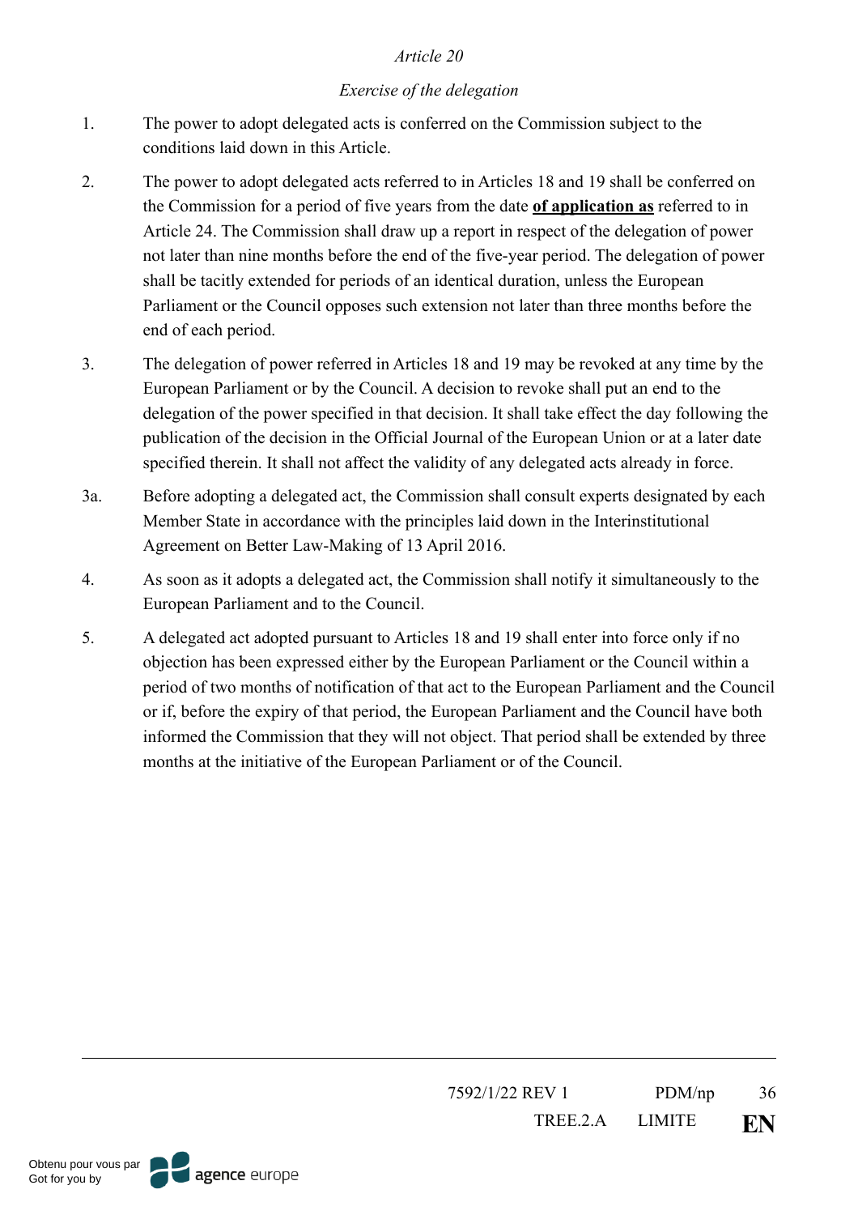*Article 20*

*Exercise of the delegation*

1. The power to adopt delegated acts is conferred on the Commission subject to the conditions laid down in this Article.

2. The power to adopt delegated acts referred to in Articles 18 and 19 shall be conferred on the Commission for a period of five years from the date **<u>of application as</u>** referred to in Article 24. The Commission shall draw up a report in respect of the delegation of power not later than nine months before the end of the five-year period. The delegation of power shall be tacitly extended for periods of an identical duration, unless the European Parliament or the Council opposes such extension not later than three months before the end of each period.

3. The delegation of power referred in Articles 18 and 19 may be revoked at any time by the European Parliament or by the Council. A decision to revoke shall put an end to the delegation of the power specified in that decision. It shall take effect the day following the publication of the decision in the Official Journal of the European Union or at a later date specified therein. It shall not affect the validity of any delegated acts already in force.

3a. Before adopting a delegated act, the Commission shall consult experts designated by each Member State in accordance with the principles laid down in the Interinstitutional Agreement on Better Law-Making of 13 April 2016.

4. As soon as it adopts a delegated act, the Commission shall notify it simultaneously to the European Parliament and to the Council.

5. A delegated act adopted pursuant to Articles 18 and 19 shall enter into force only if no objection has been expressed either by the European Parliament or the Council within a period of two months of notification of that act to the European Parliament and the Council or if, before the expiry of that period, the European Parliament and the Council have both informed the Commission that they will not object. That period shall be extended by three months at the initiative of the European Parliament or of the Council.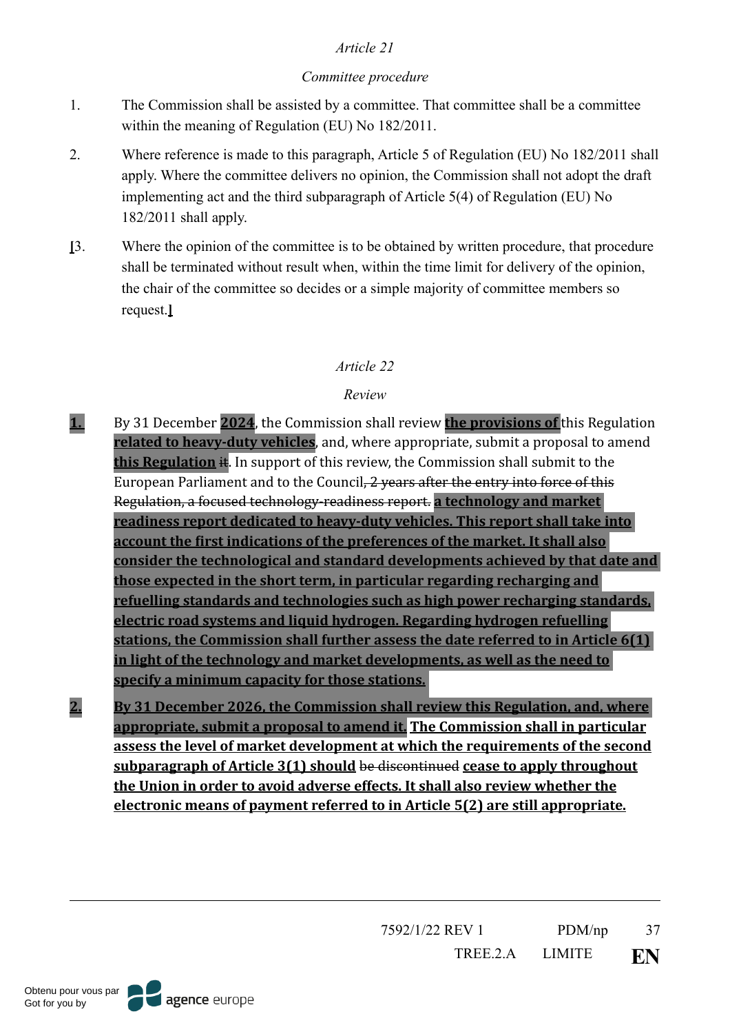*Article 21*

*Committee procedure*

1. The Commission shall be assisted by a committee. That committee shall be a committee within the meaning of Regulation (EU) No 182/2011.

2. Where reference is made to this paragraph, Article 5 of Regulation (EU) No 182/2011 shall apply. Where the committee delivers no opinion, the Commission shall not adopt the draft implementing act and the third subparagraph of Article 5(4) of Regulation (EU) No 182/2011 shall apply.

**[**3. Where the opinion of the committee is to be obtained by written procedure, that procedure shall be terminated without result when, within the time limit for delivery of the opinion, the chair of the committee so decides or a simple majority of committee members so request.**]**

*Article 22*

*Review*

**1.** By 31 December **2024**, the Commission shall review **the provisions of** this Regulation **related to heavy-duty vehicles**, and, where appropriate, submit a proposal to amend **this Regulation** ~~it~~. In support of this review, the Commission shall submit to the European Parliament and to the Council~~, 2 years after the entry into force of this Regulation, a focused technology-readiness report.~~ **a technology and market readiness report dedicated to heavy-duty vehicles. This report shall take into account the first indications of the preferences of the market. It shall also consider the technological and standard developments achieved by that date and those expected in the short term, in particular regarding recharging and refuelling standards and technologies such as high power recharging standards, electric road systems and liquid hydrogen. Regarding hydrogen refuelling stations, the Commission shall further assess the date referred to in Article 6(1) in light of the technology and market developments, as well as the need to specify a minimum capacity for those stations.**

**2.** **By 31 December 2026, the Commission shall review this Regulation, and, where appropriate, submit a proposal to amend it. The Commission shall in particular assess the level of market development at which the requirements of the second subparagraph of Article 3(1) should** ~~be discontinued~~ **cease to apply throughout the Union in order to avoid adverse effects. It shall also review whether the electronic means of payment referred to in Article 5(2) are still appropriate.**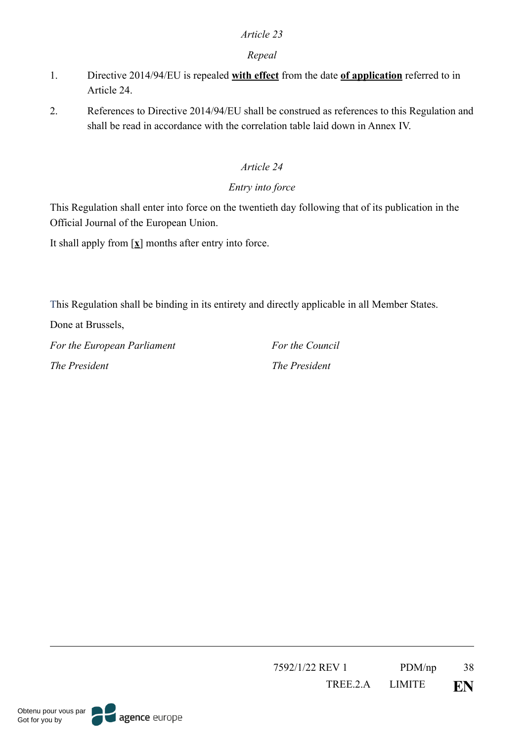*Article 23*

*Repeal*

1. Directive 2014/94/EU is repealed **with effect** from the date **of application** referred to in Article 24.

2. References to Directive 2014/94/EU shall be construed as references to this Regulation and shall be read in accordance with the correlation table laid down in Annex IV.

*Article 24*

*Entry into force*

This Regulation shall enter into force on the twentieth day following that of its publication in the Official Journal of the European Union.

It shall apply from [**x**] months after entry into force.

This Regulation shall be binding in its entirety and directly applicable in all Member States.

Done at Brussels,

| *For the European Parliament* | *For the Council* |
|---|---|
| *The President* | *The President* |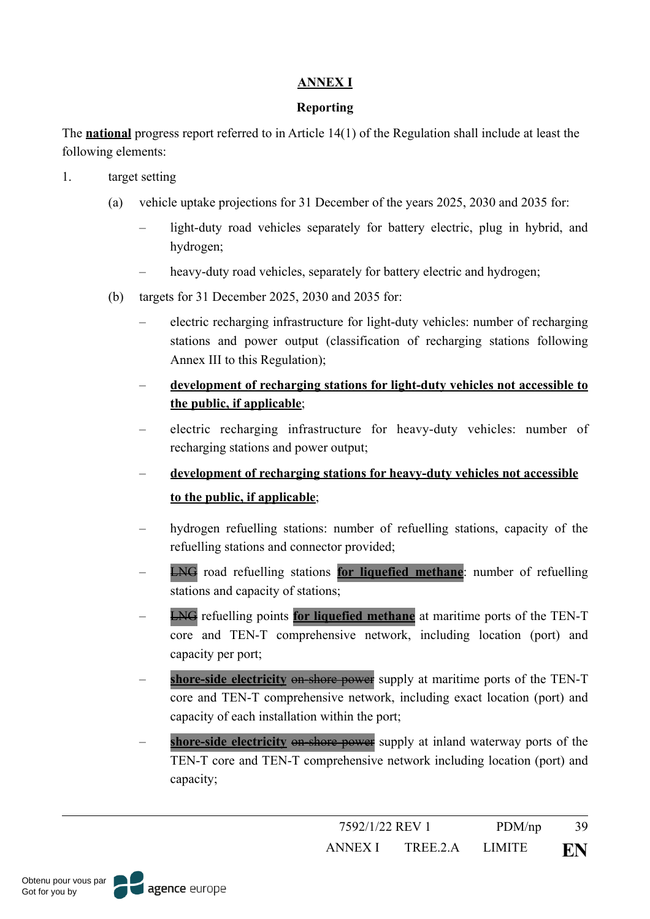**ANNEX I**

**Reporting**

The **national** progress report referred to in Article 14(1) of the Regulation shall include at least the following elements:

1. target setting

   (a) vehicle uptake projections for 31 December of the years 2025, 2030 and 2035 for:

   – light-duty road vehicles separately for battery electric, plug in hybrid, and hydrogen;

   – heavy-duty road vehicles, separately for battery electric and hydrogen;

   (b) targets for 31 December 2025, 2030 and 2035 for:

   – electric recharging infrastructure for light-duty vehicles: number of recharging stations and power output (classification of recharging stations following Annex III to this Regulation);

   – **development of recharging stations for light-duty vehicles not accessible to the public, if applicable**;

   – electric recharging infrastructure for heavy-duty vehicles: number of recharging stations and power output;

   – **development of recharging stations for heavy-duty vehicles not accessible to the public, if applicable**;

   – hydrogen refuelling stations: number of refuelling stations, capacity of the refuelling stations and connector provided;

   – ~~LNG~~ road refuelling stations **for liquefied methane**: number of refuelling stations and capacity of stations;

   – ~~LNG~~ refuelling points **for liquefied methane** at maritime ports of the TEN-T core and TEN-T comprehensive network, including location (port) and capacity per port;

   – **shore-side electricity** ~~on-shore power~~ supply at maritime ports of the TEN-T core and TEN-T comprehensive network, including exact location (port) and capacity of each installation within the port;

   – **shore-side electricity** ~~on-shore power~~ supply at inland waterway ports of the TEN-T core and TEN-T comprehensive network including location (port) and capacity;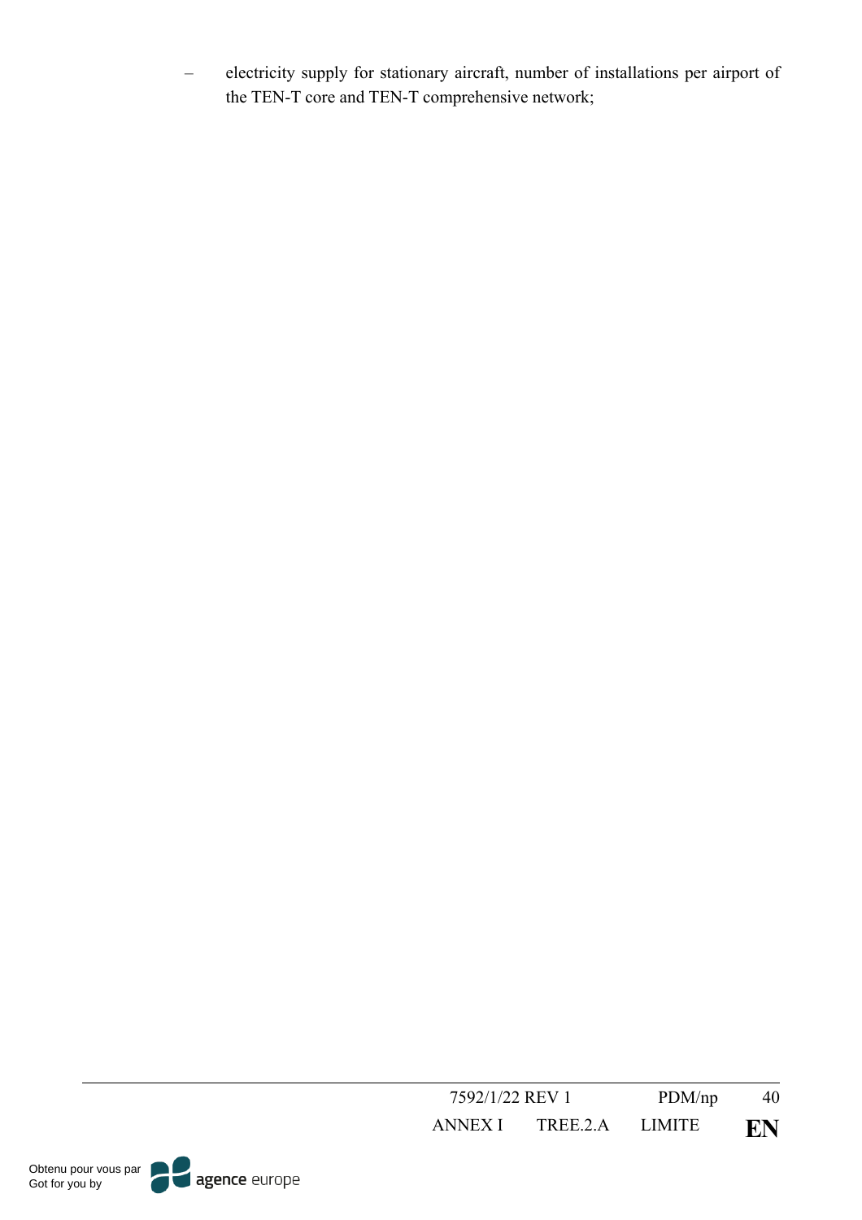- electricity supply for stationary aircraft, number of installations per airport of the TEN-T core and TEN-T comprehensive network;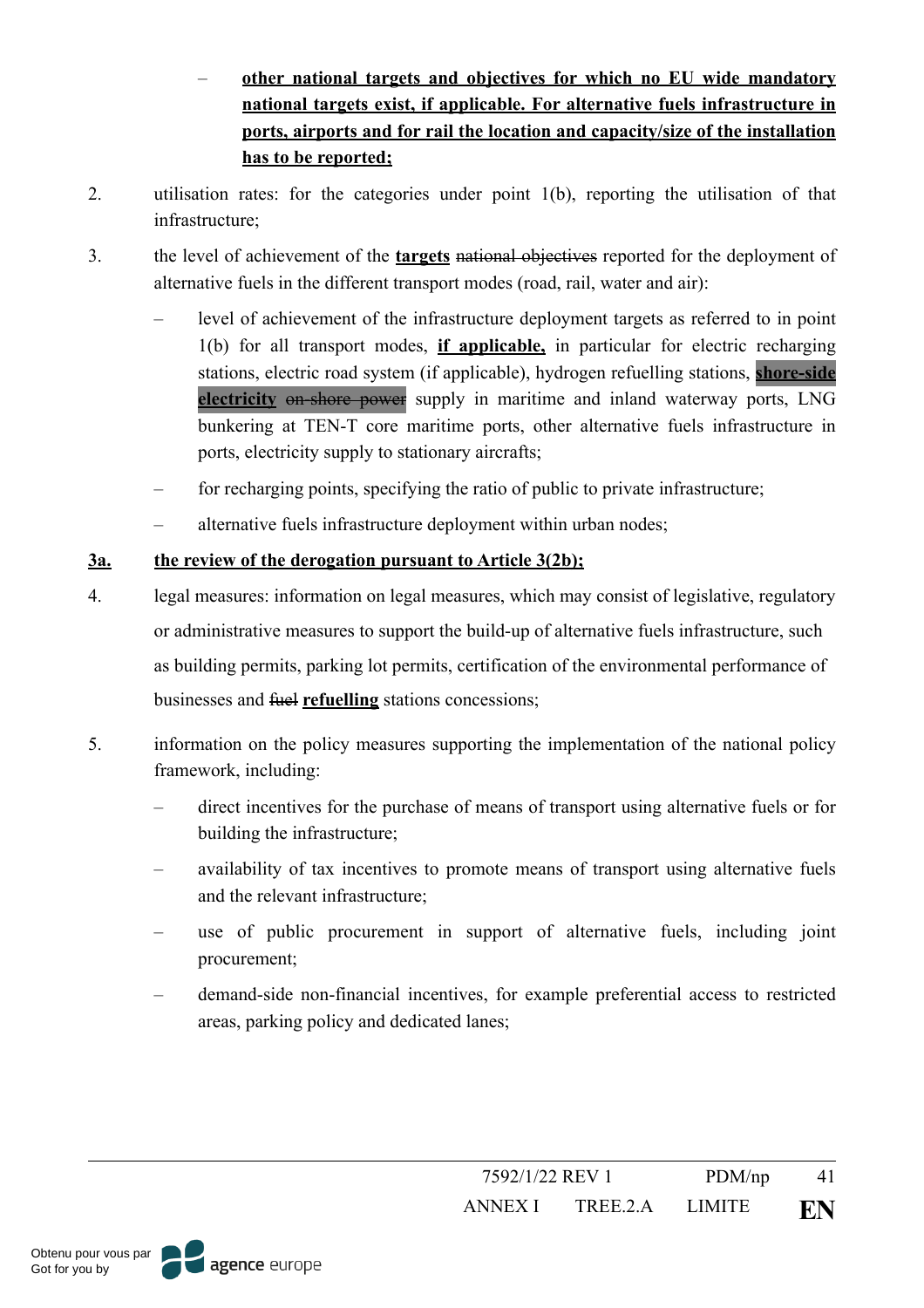- **other national targets and objectives for which no EU wide mandatory national targets exist, if applicable. For alternative fuels infrastructure in ports, airports and for rail the location and capacity/size of the installation has to be reported;**

2. utilisation rates: for the categories under point 1(b), reporting the utilisation of that infrastructure;

3. the level of achievement of the **targets** ~~national objectives~~ reported for the deployment of alternative fuels in the different transport modes (road, rail, water and air):

   - level of achievement of the infrastructure deployment targets as referred to in point 1(b) for all transport modes, **if applicable,** in particular for electric recharging stations, electric road system (if applicable), hydrogen refuelling stations, **shore-side electricity** ~~on-shore power~~ supply in maritime and inland waterway ports, LNG bunkering at TEN-T core maritime ports, other alternative fuels infrastructure in ports, electricity supply to stationary aircrafts;
   - for recharging points, specifying the ratio of public to private infrastructure;
   - alternative fuels infrastructure deployment within urban nodes;

**3a. the review of the derogation pursuant to Article 3(2b);**

4. legal measures: information on legal measures, which may consist of legislative, regulatory or administrative measures to support the build-up of alternative fuels infrastructure, such as building permits, parking lot permits, certification of the environmental performance of businesses and ~~fuel~~ **refuelling** stations concessions;

5. information on the policy measures supporting the implementation of the national policy framework, including:

   - direct incentives for the purchase of means of transport using alternative fuels or for building the infrastructure;
   - availability of tax incentives to promote means of transport using alternative fuels and the relevant infrastructure;
   - use of public procurement in support of alternative fuels, including joint procurement;
   - demand-side non-financial incentives, for example preferential access to restricted areas, parking policy and dedicated lanes;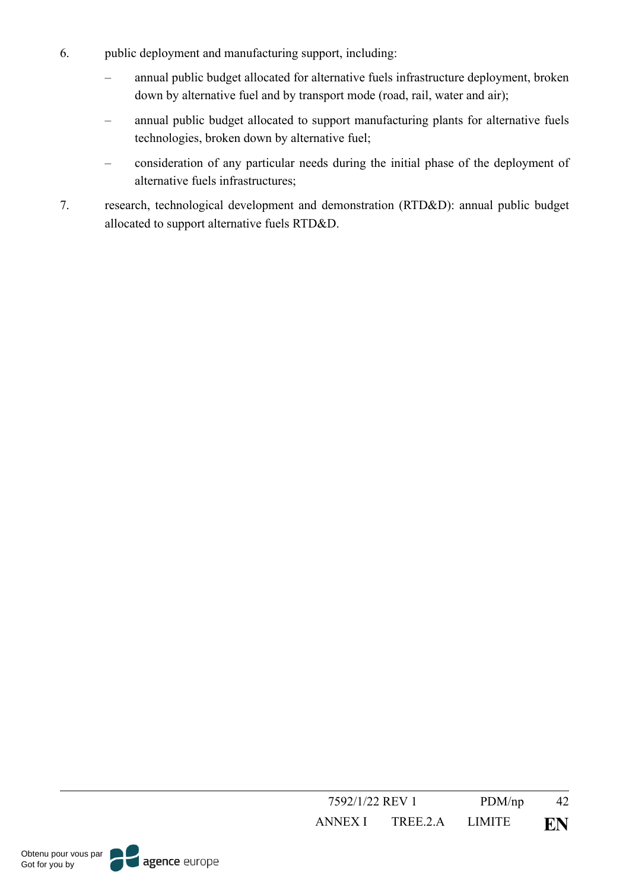6. public deployment and manufacturing support, including:

   – annual public budget allocated for alternative fuels infrastructure deployment, broken down by alternative fuel and by transport mode (road, rail, water and air);

   – annual public budget allocated to support manufacturing plants for alternative fuels technologies, broken down by alternative fuel;

   – consideration of any particular needs during the initial phase of the deployment of alternative fuels infrastructures;

7. research, technological development and demonstration (RTD&D): annual public budget allocated to support alternative fuels RTD&D.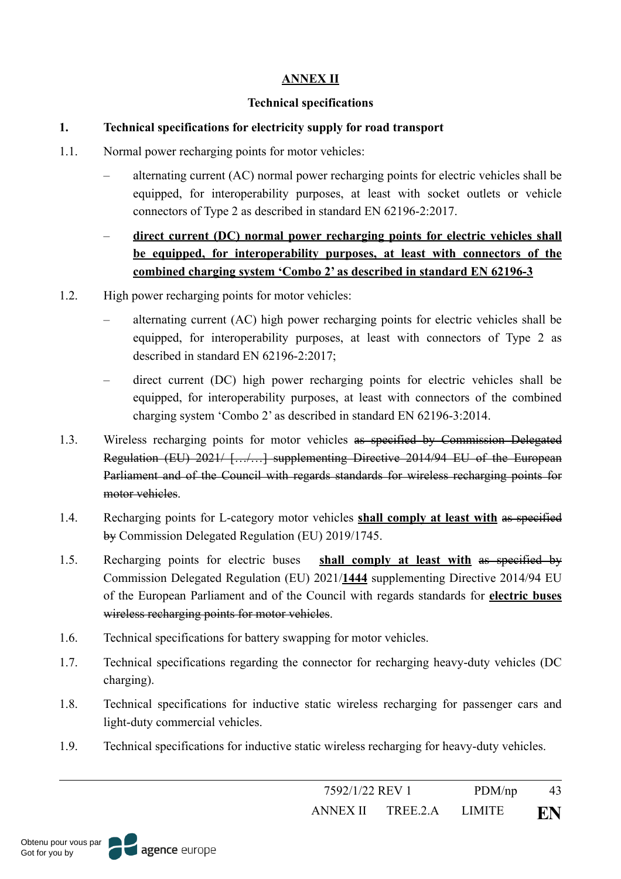## ANNEX II

### Technical specifications

**1. Technical specifications for electricity supply for road transport**

1.1. Normal power recharging points for motor vehicles:

– alternating current (AC) normal power recharging points for electric vehicles shall be equipped, for interoperability purposes, at least with socket outlets or vehicle connectors of Type 2 as described in standard EN 62196-2:2017.

– **direct current (DC) normal power recharging points for electric vehicles shall be equipped, for interoperability purposes, at least with connectors of the combined charging system 'Combo 2' as described in standard EN 62196-3**

1.2. High power recharging points for motor vehicles:

– alternating current (AC) high power recharging points for electric vehicles shall be equipped, for interoperability purposes, at least with connectors of Type 2 as described in standard EN 62196-2:2017;

– direct current (DC) high power recharging points for electric vehicles shall be equipped, for interoperability purposes, at least with connectors of the combined charging system 'Combo 2' as described in standard EN 62196-3:2014.

1.3. Wireless recharging points for motor vehicles ~~as specified by Commission Delegated Regulation (EU) 2021/ […/…] supplementing Directive 2014/94 EU of the European Parliament and of the Council with regards standards for wireless recharging points for motor vehicles~~.

1.4. Recharging points for L-category motor vehicles **shall comply at least with** ~~as specified by~~ Commission Delegated Regulation (EU) 2019/1745.

1.5. Recharging points for electric buses **shall comply at least with** ~~as specified by~~ Commission Delegated Regulation (EU) 2021/**1444** supplementing Directive 2014/94 EU of the European Parliament and of the Council with regards standards for **electric buses** ~~wireless recharging points for motor vehicles~~.

1.6. Technical specifications for battery swapping for motor vehicles.

1.7. Technical specifications regarding the connector for recharging heavy-duty vehicles (DC charging).

1.8. Technical specifications for inductive static wireless recharging for passenger cars and light-duty commercial vehicles.

1.9. Technical specifications for inductive static wireless recharging for heavy-duty vehicles.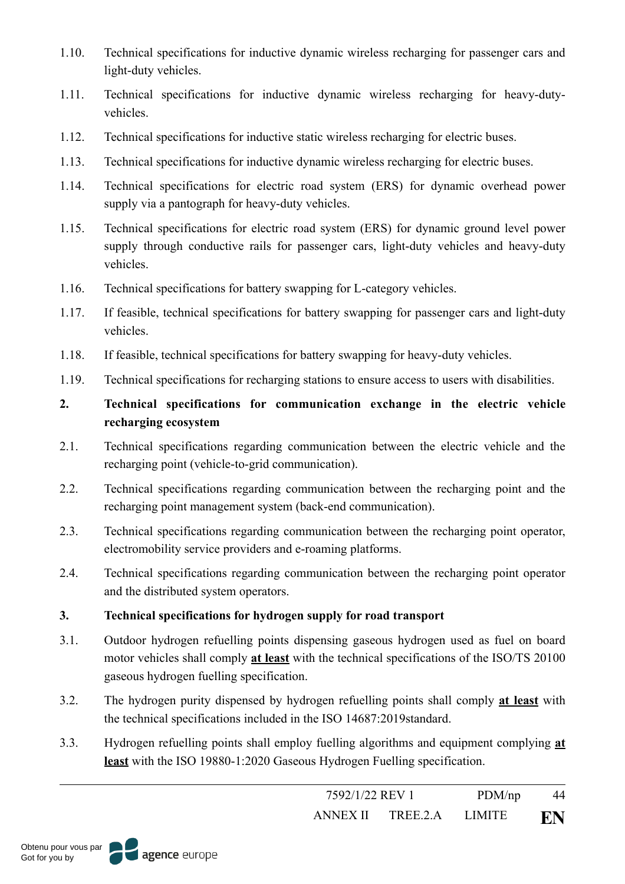1.10. Technical specifications for inductive dynamic wireless recharging for passenger cars and light-duty vehicles.

1.11. Technical specifications for inductive dynamic wireless recharging for heavy-duty-vehicles.

1.12. Technical specifications for inductive static wireless recharging for electric buses.

1.13. Technical specifications for inductive dynamic wireless recharging for electric buses.

1.14. Technical specifications for electric road system (ERS) for dynamic overhead power supply via a pantograph for heavy-duty vehicles.

1.15. Technical specifications for electric road system (ERS) for dynamic ground level power supply through conductive rails for passenger cars, light-duty vehicles and heavy-duty vehicles.

1.16. Technical specifications for battery swapping for L-category vehicles.

1.17. If feasible, technical specifications for battery swapping for passenger cars and light-duty vehicles.

1.18. If feasible, technical specifications for battery swapping for heavy-duty vehicles.

1.19. Technical specifications for recharging stations to ensure access to users with disabilities.

**2. Technical specifications for communication exchange in the electric vehicle recharging ecosystem**

2.1. Technical specifications regarding communication between the electric vehicle and the recharging point (vehicle-to-grid communication).

2.2. Technical specifications regarding communication between the recharging point and the recharging point management system (back-end communication).

2.3. Technical specifications regarding communication between the recharging point operator, electromobility service providers and e-roaming platforms.

2.4. Technical specifications regarding communication between the recharging point operator and the distributed system operators.

**3. Technical specifications for hydrogen supply for road transport**

3.1. Outdoor hydrogen refuelling points dispensing gaseous hydrogen used as fuel on board motor vehicles shall comply **at least** with the technical specifications of the ISO/TS 20100 gaseous hydrogen fuelling specification.

3.2. The hydrogen purity dispensed by hydrogen refuelling points shall comply **at least** with the technical specifications included in the ISO 14687:2019standard.

3.3. Hydrogen refuelling points shall employ fuelling algorithms and equipment complying **at least** with the ISO 19880-1:2020 Gaseous Hydrogen Fuelling specification.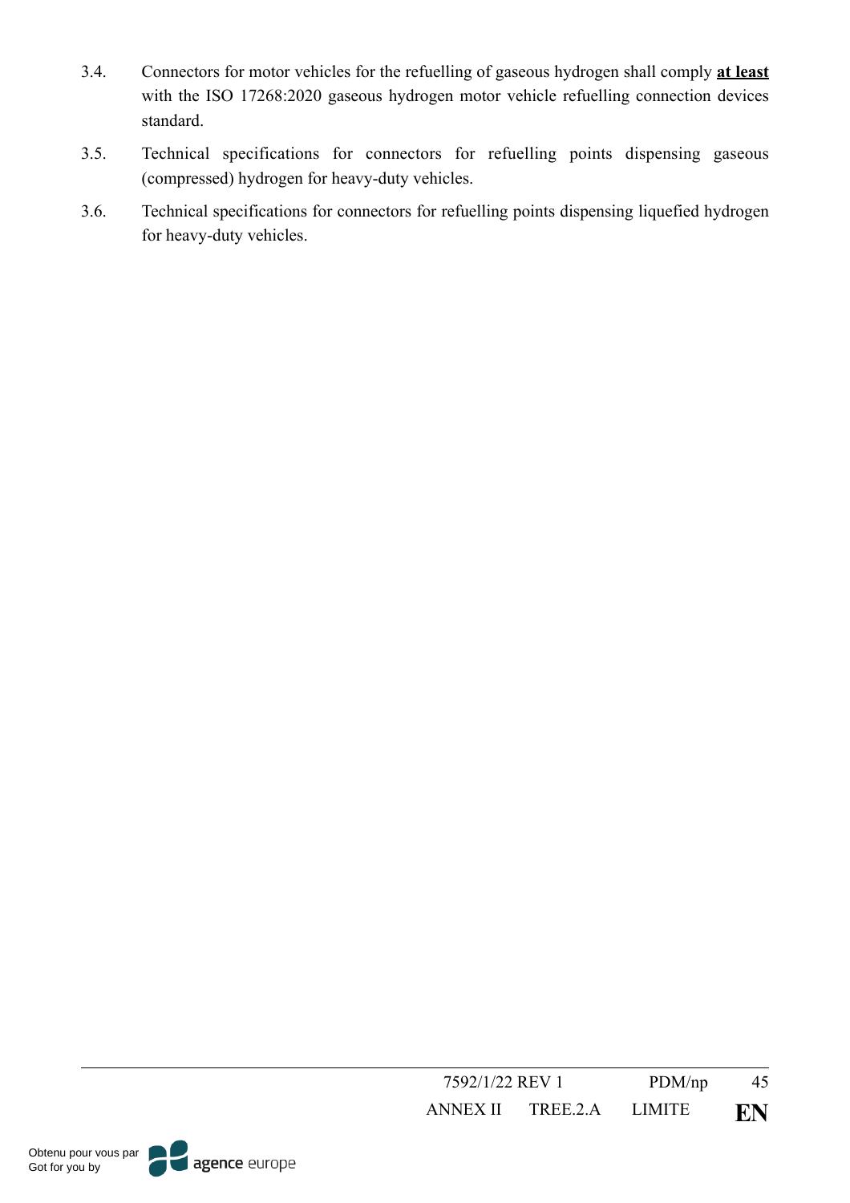3.4. Connectors for motor vehicles for the refuelling of gaseous hydrogen shall comply **<u>at least</u>** with the ISO 17268:2020 gaseous hydrogen motor vehicle refuelling connection devices standard.

3.5. Technical specifications for connectors for refuelling points dispensing gaseous (compressed) hydrogen for heavy-duty vehicles.

3.6. Technical specifications for connectors for refuelling points dispensing liquefied hydrogen for heavy-duty vehicles.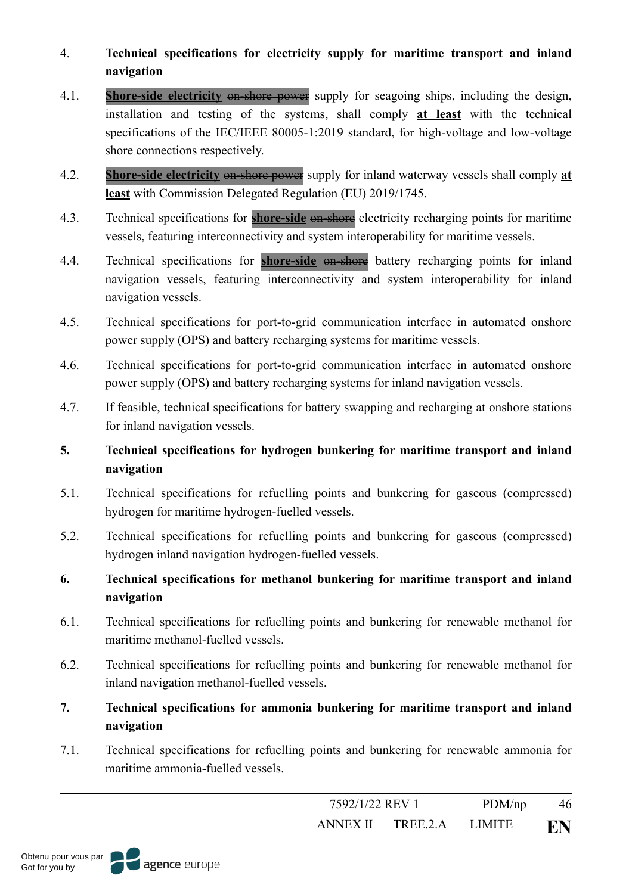4. **Technical specifications for electricity supply for maritime transport and inland navigation**

4.1. **Shore-side electricity** ~~on-shore power~~ supply for seagoing ships, including the design, installation and testing of the systems, shall comply **at least** with the technical specifications of the IEC/IEEE 80005-1:2019 standard, for high-voltage and low-voltage shore connections respectively.

4.2. **Shore-side electricity** ~~on-shore power~~ supply for inland waterway vessels shall comply **at least** with Commission Delegated Regulation (EU) 2019/1745.

4.3. Technical specifications for **shore-side** ~~on-shore~~ electricity recharging points for maritime vessels, featuring interconnectivity and system interoperability for maritime vessels.

4.4. Technical specifications for **shore-side** ~~on-shore~~ battery recharging points for inland navigation vessels, featuring interconnectivity and system interoperability for inland navigation vessels.

4.5. Technical specifications for port-to-grid communication interface in automated onshore power supply (OPS) and battery recharging systems for maritime vessels.

4.6. Technical specifications for port-to-grid communication interface in automated onshore power supply (OPS) and battery recharging systems for inland navigation vessels.

4.7. If feasible, technical specifications for battery swapping and recharging at onshore stations for inland navigation vessels.

5. **Technical specifications for hydrogen bunkering for maritime transport and inland navigation**

5.1. Technical specifications for refuelling points and bunkering for gaseous (compressed) hydrogen for maritime hydrogen-fuelled vessels.

5.2. Technical specifications for refuelling points and bunkering for gaseous (compressed) hydrogen inland navigation hydrogen-fuelled vessels.

6. **Technical specifications for methanol bunkering for maritime transport and inland navigation**

6.1. Technical specifications for refuelling points and bunkering for renewable methanol for maritime methanol-fuelled vessels.

6.2. Technical specifications for refuelling points and bunkering for renewable methanol for inland navigation methanol-fuelled vessels.

7. **Technical specifications for ammonia bunkering for maritime transport and inland navigation**

7.1. Technical specifications for refuelling points and bunkering for renewable ammonia for maritime ammonia-fuelled vessels.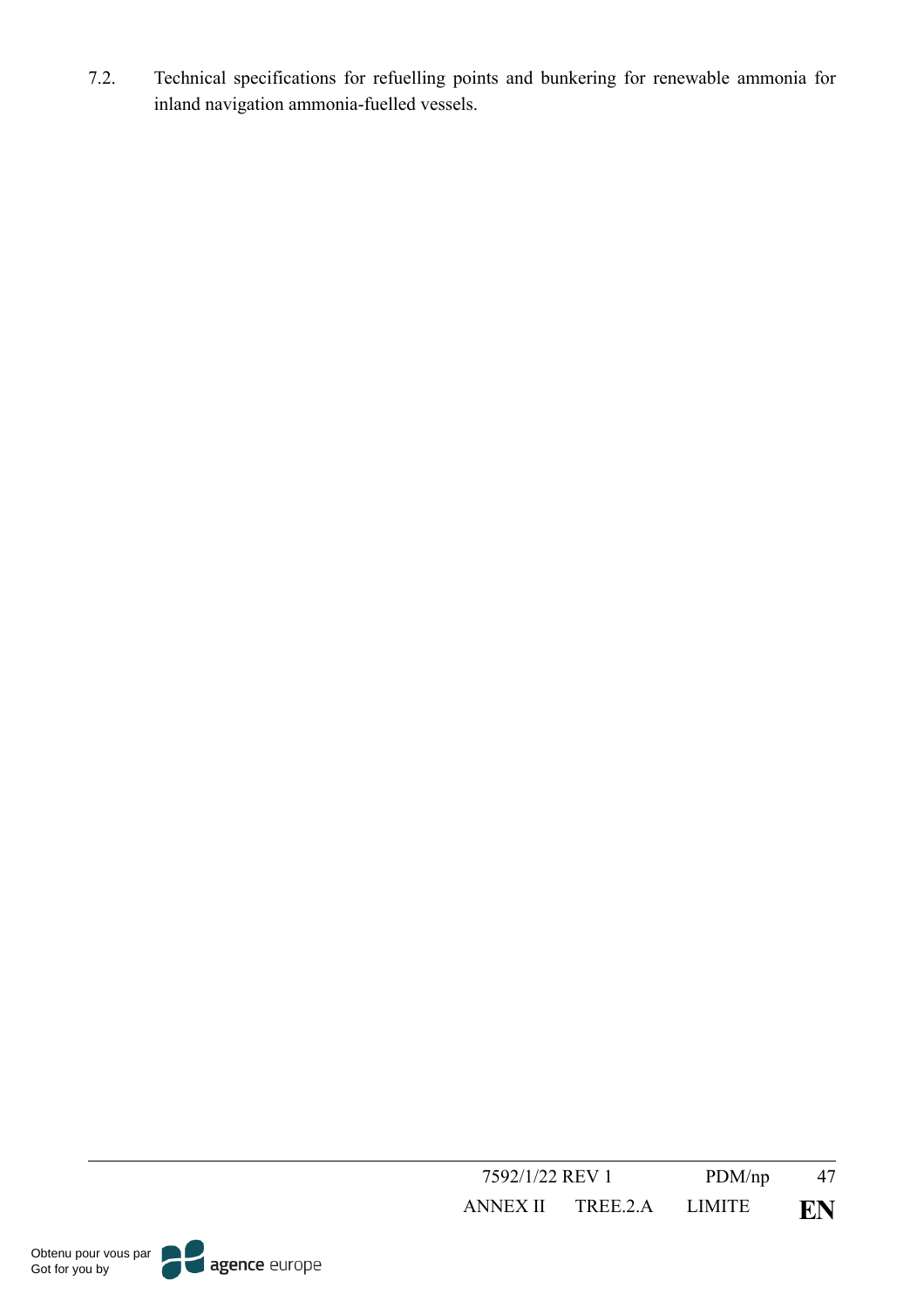7.2. Technical specifications for refuelling points and bunkering for renewable ammonia for inland navigation ammonia-fuelled vessels.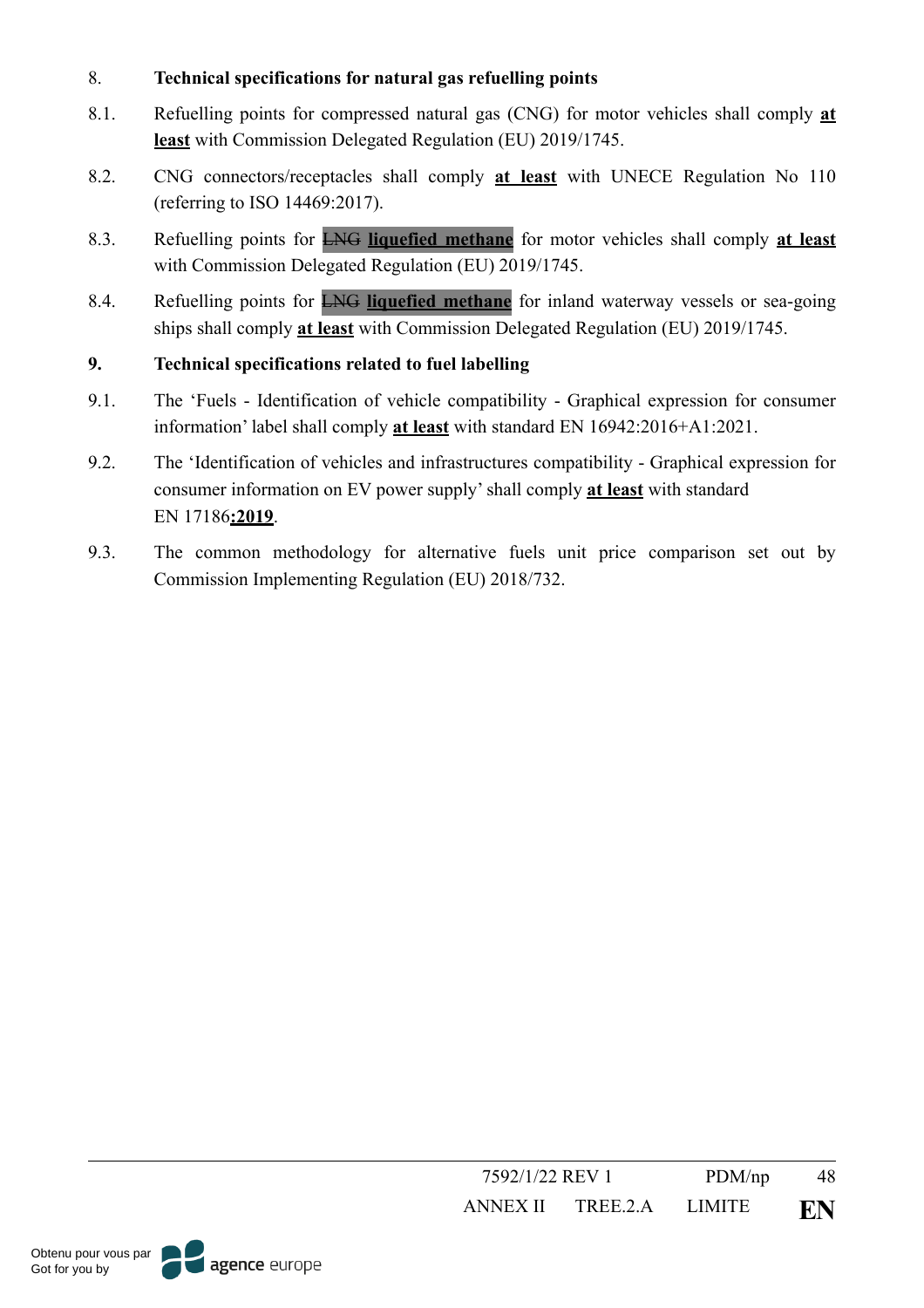8. **Technical specifications for natural gas refuelling points**

8.1. Refuelling points for compressed natural gas (CNG) for motor vehicles shall comply **at least** with Commission Delegated Regulation (EU) 2019/1745.

8.2. CNG connectors/receptacles shall comply **at least** with UNECE Regulation No 110 (referring to ISO 14469:2017).

8.3. Refuelling points for ~~LNG~~ **liquefied methane** for motor vehicles shall comply **at least** with Commission Delegated Regulation (EU) 2019/1745.

8.4. Refuelling points for ~~LNG~~ **liquefied methane** for inland waterway vessels or sea-going ships shall comply **at least** with Commission Delegated Regulation (EU) 2019/1745.

**9. Technical specifications related to fuel labelling**

9.1. The 'Fuels - Identification of vehicle compatibility - Graphical expression for consumer information' label shall comply **at least** with standard EN 16942:2016+A1:2021.

9.2. The 'Identification of vehicles and infrastructures compatibility - Graphical expression for consumer information on EV power supply' shall comply **at least** with standard EN 17186**:2019**.

9.3. The common methodology for alternative fuels unit price comparison set out by Commission Implementing Regulation (EU) 2018/732.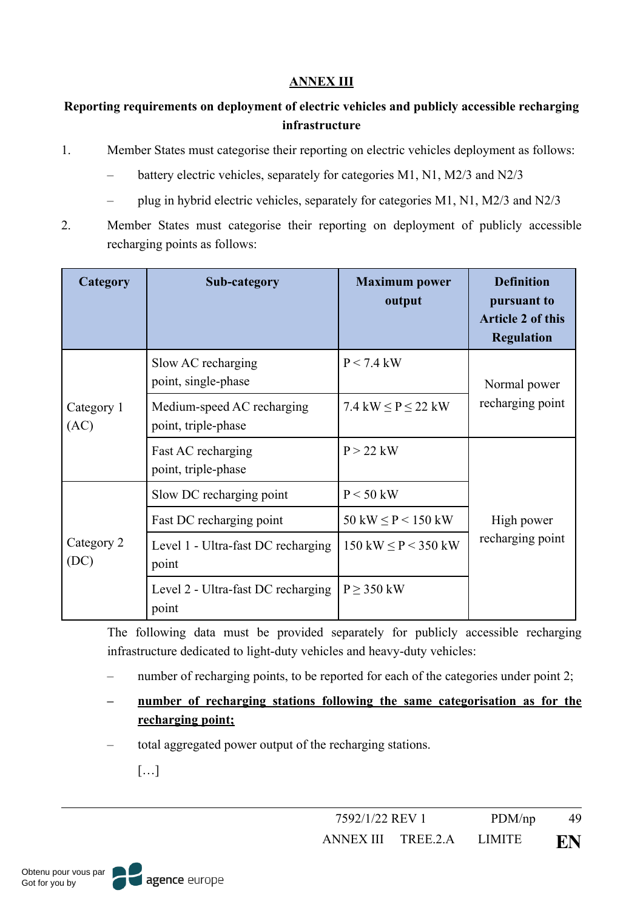**ANNEX III**

**Reporting requirements on deployment of electric vehicles and publicly accessible recharging infrastructure**

1. Member States must categorise their reporting on electric vehicles deployment as follows:

   – battery electric vehicles, separately for categories M1, N1, M2/3 and N2/3

   – plug in hybrid electric vehicles, separately for categories M1, N1, M2/3 and N2/3

2. Member States must categorise their reporting on deployment of publicly accessible recharging points as follows:

| Category | Sub-category | Maximum power output | Definition pursuant to Article 2 of this Regulation |
|---|---|---|---|
| Category 1 (AC) | Slow AC recharging point, single-phase | $P < 7.4$ kW | Normal power recharging point |
| | Medium-speed AC recharging point, triple-phase | $7.4 \text{ kW} \leq P \leq 22$ kW | |
| | Fast AC recharging point, triple-phase | $P > 22$ kW | High power recharging point |
| Category 2 (DC) | Slow DC recharging point | $P < 50$ kW | |
| | Fast DC recharging point | $50 \text{ kW} \leq P < 150$ kW | |
| | Level 1 - Ultra-fast DC recharging point | $150 \text{ kW} \leq P < 350$ kW | |
| | Level 2 - Ultra-fast DC recharging point | $P \geq 350$ kW | |

The following data must be provided separately for publicly accessible recharging infrastructure dedicated to light-duty vehicles and heavy-duty vehicles:

– number of recharging points, to be reported for each of the categories under point 2;

– **number of recharging stations following the same categorisation as for the recharging point;**

– total aggregated power output of the recharging stations.

[…]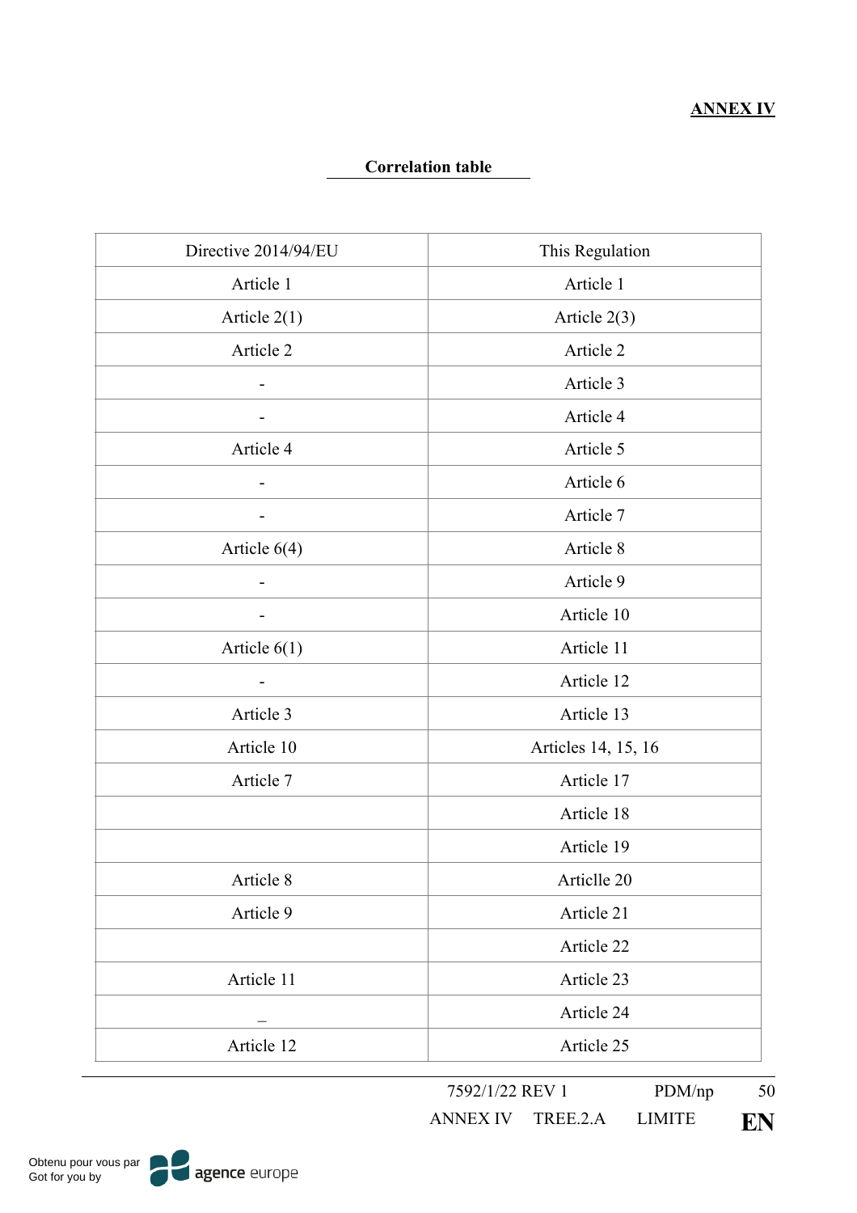**ANNEX IV**

**Correlation table**

| Directive 2014/94/EU | This Regulation |
|---|---|
| Article 1 | Article 1 |
| Article 2(1) | Article 2(3) |
| Article 2 | Article 2 |
| - | Article 3 |
| - | Article 4 |
| Article 4 | Article 5 |
| - | Article 6 |
| - | Article 7 |
| Article 6(4) | Article 8 |
| - | Article 9 |
| - | Article 10 |
| Article 6(1) | Article 11 |
| - | Article 12 |
| Article 3 | Article 13 |
| Article 10 | Articles 14, 15, 16 |
| Article 7 | Article 17 |
| | Article 18 |
| | Article 19 |
| Article 8 | Articlle 20 |
| Article 9 | Article 21 |
| | Article 22 |
| Article 11 | Article 23 |
| _ | Article 24 |
| Article 12 | Article 25 |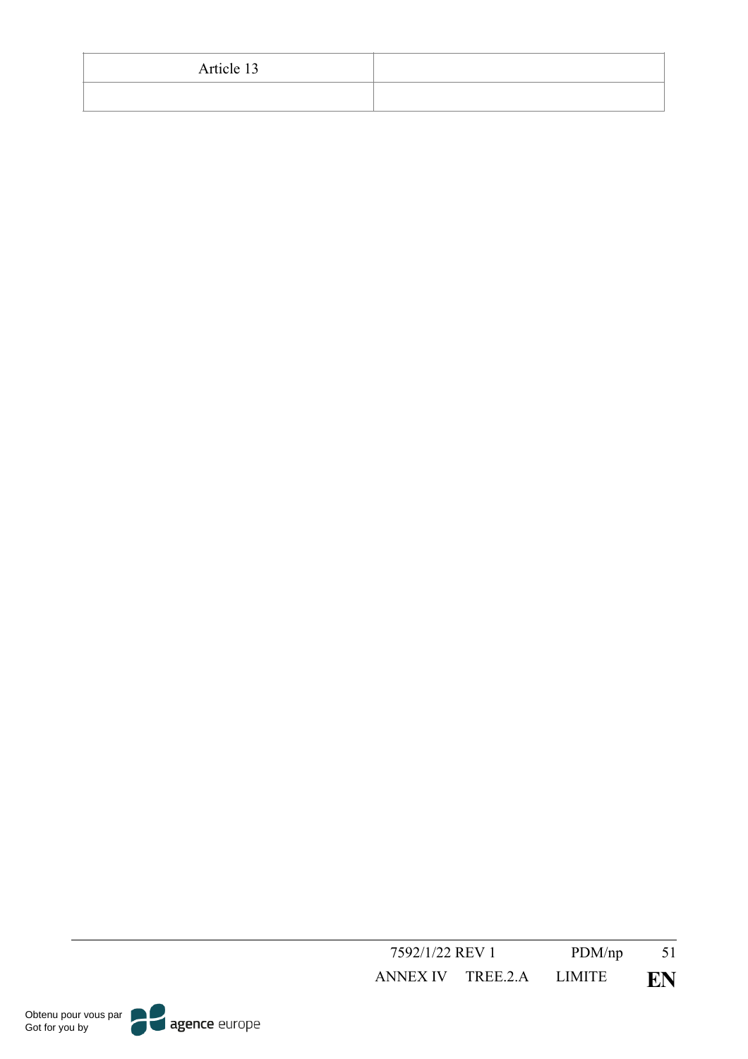| | |
|---|---|
| Article 13 | |
| | |